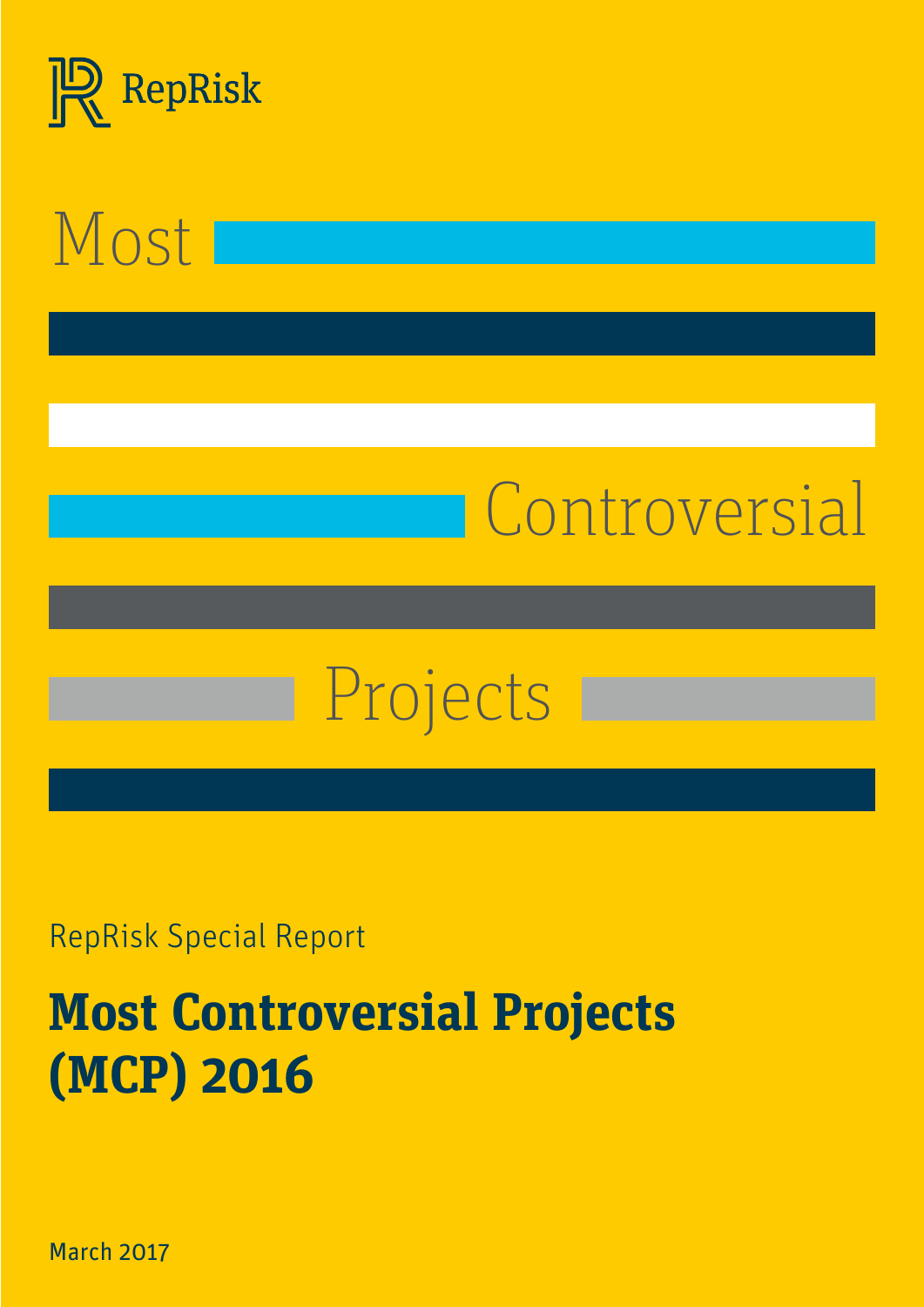RepRisk

Most Controversial Projects

RepRisk Special Report

# Most Controversial Projects (MCP) 2016

March 2017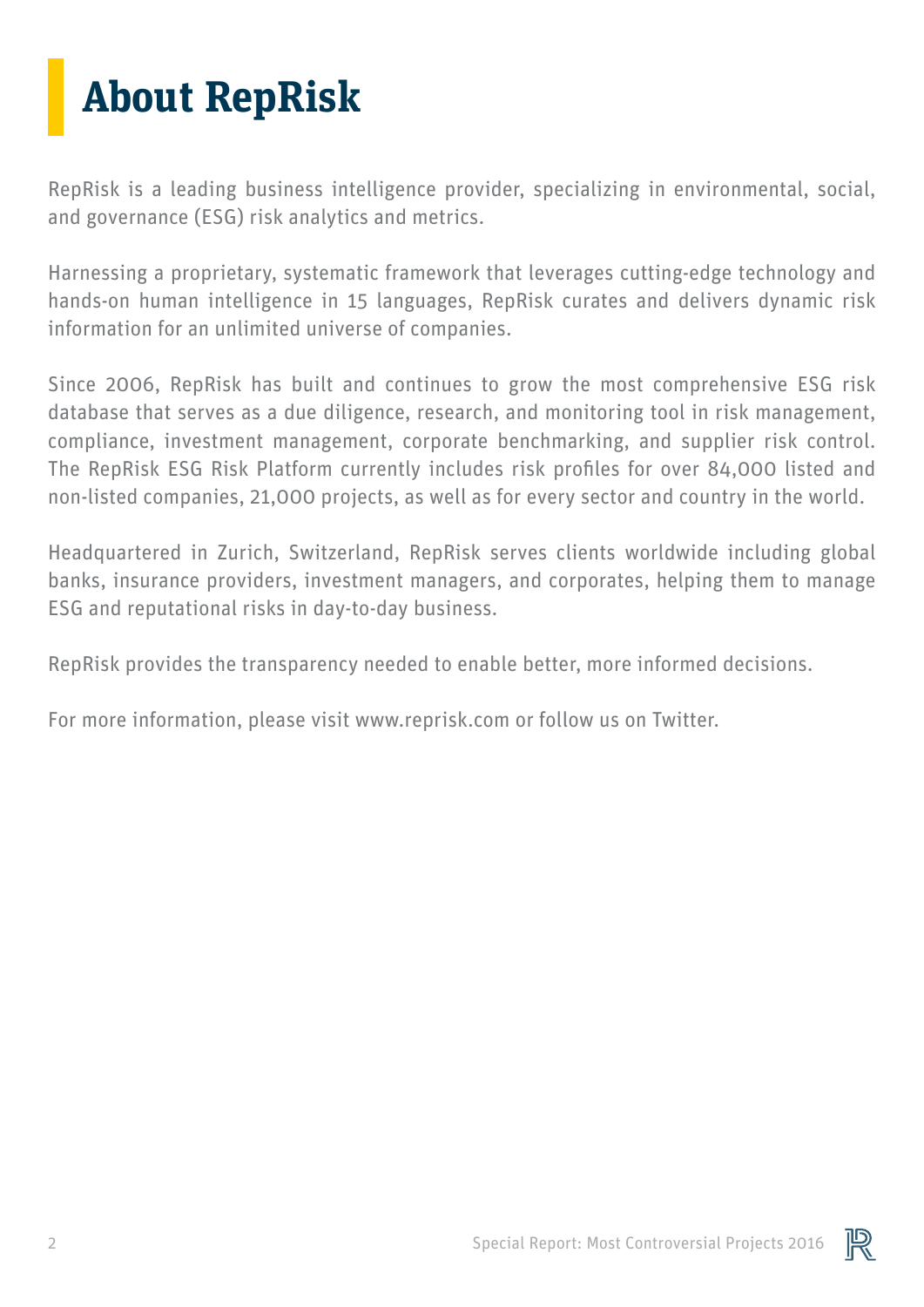# About RepRisk

RepRisk is a leading business intelligence provider, specializing in environmental, social, and governance (ESG) risk analytics and metrics.

Harnessing a proprietary, systematic framework that leverages cutting-edge technology and hands-on human intelligence in 15 languages, RepRisk curates and delivers dynamic risk information for an unlimited universe of companies.

Since 2006, RepRisk has built and continues to grow the most comprehensive ESG risk database that serves as a due diligence, research, and monitoring tool in risk management, compliance, investment management, corporate benchmarking, and supplier risk control. The RepRisk ESG Risk Platform currently includes risk profiles for over 84,000 listed and non-listed companies, 21,000 projects, as well as for every sector and country in the world.

Headquartered in Zurich, Switzerland, RepRisk serves clients worldwide including global banks, insurance providers, investment managers, and corporates, helping them to manage ESG and reputational risks in day-to-day business.

RepRisk provides the transparency needed to enable better, more informed decisions.

For more information, please visit www.reprisk.com or follow us on Twitter.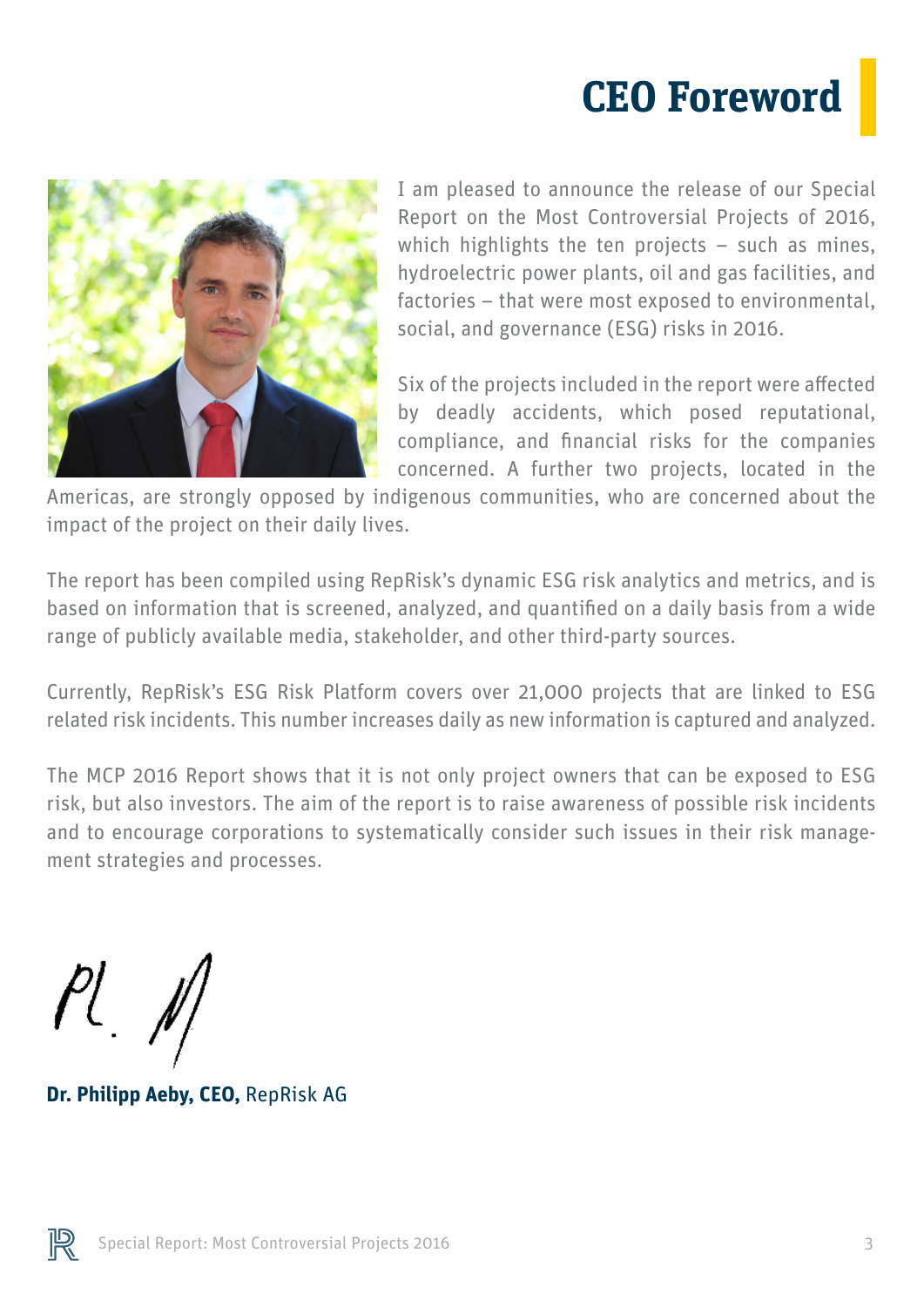# CEO Foreword

I am pleased to announce the release of our Special Report on the Most Controversial Projects of 2016, which highlights the ten projects – such as mines, hydroelectric power plants, oil and gas facilities, and factories – that were most exposed to environmental, social, and governance (ESG) risks in 2016.

Six of the projects included in the report were affected by deadly accidents, which posed reputational, compliance, and financial risks for the companies concerned. A further two projects, located in the Americas, are strongly opposed by indigenous communities, who are concerned about the impact of the project on their daily lives.

The report has been compiled using RepRisk's dynamic ESG risk analytics and metrics, and is based on information that is screened, analyzed, and quantified on a daily basis from a wide range of publicly available media, stakeholder, and other third-party sources.

Currently, RepRisk's ESG Risk Platform covers over 21,000 projects that are linked to ESG related risk incidents. This number increases daily as new information is captured and analyzed.

The MCP 2016 Report shows that it is not only project owners that can be exposed to ESG risk, but also investors. The aim of the report is to raise awareness of possible risk incidents and to encourage corporations to systematically consider such issues in their risk management strategies and processes.

**Dr. Philipp Aeby, CEO,** RepRisk AG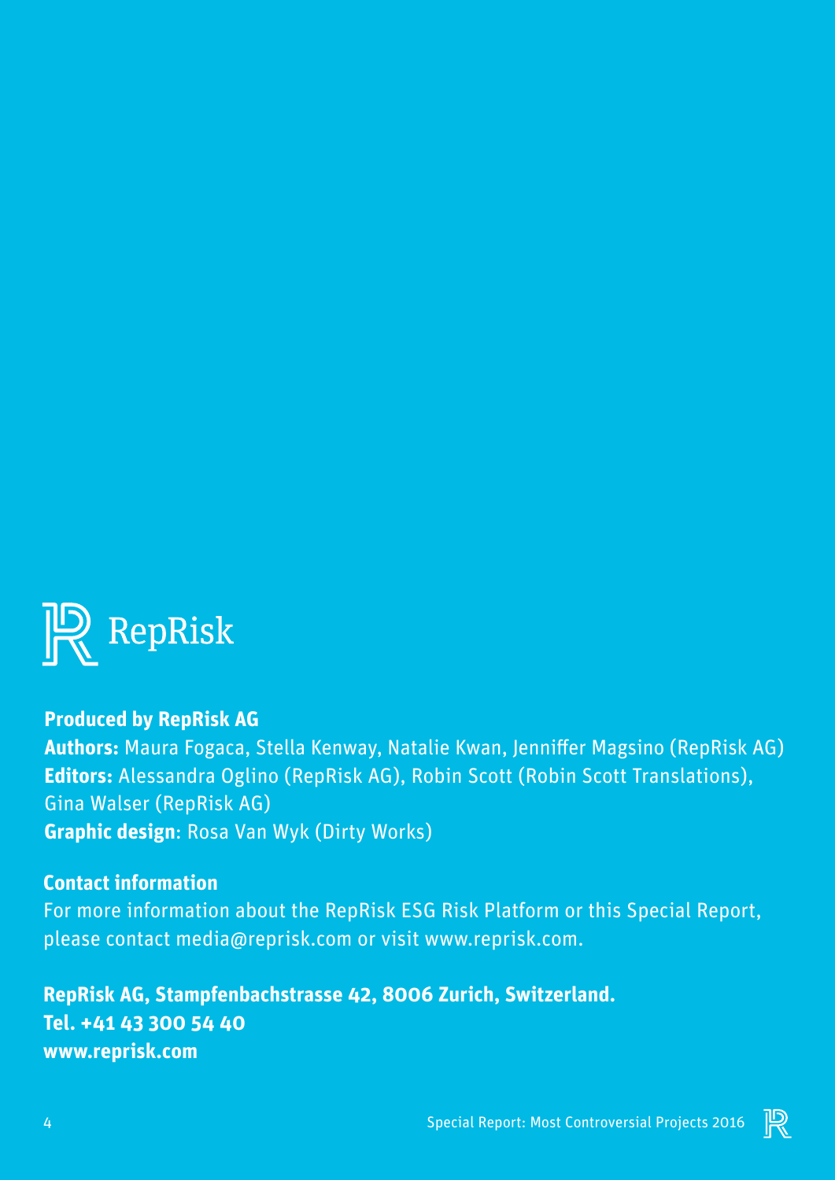RepRisk

**Produced by RepRisk AG**
**Authors:** Maura Fogaca, Stella Kenway, Natalie Kwan, Jenniffer Magsino (RepRisk AG)
**Editors:** Alessandra Oglino (RepRisk AG), Robin Scott (Robin Scott Translations), Gina Walser (RepRisk AG)
**Graphic design**: Rosa Van Wyk (Dirty Works)

**Contact information**
For more information about the RepRisk ESG Risk Platform or this Special Report, please contact media@reprisk.com or visit www.reprisk.com.

**RepRisk AG, Stampfenbachstrasse 42, 8006 Zurich, Switzerland.**
**Tel. +41 43 300 54 40**
**www.reprisk.com**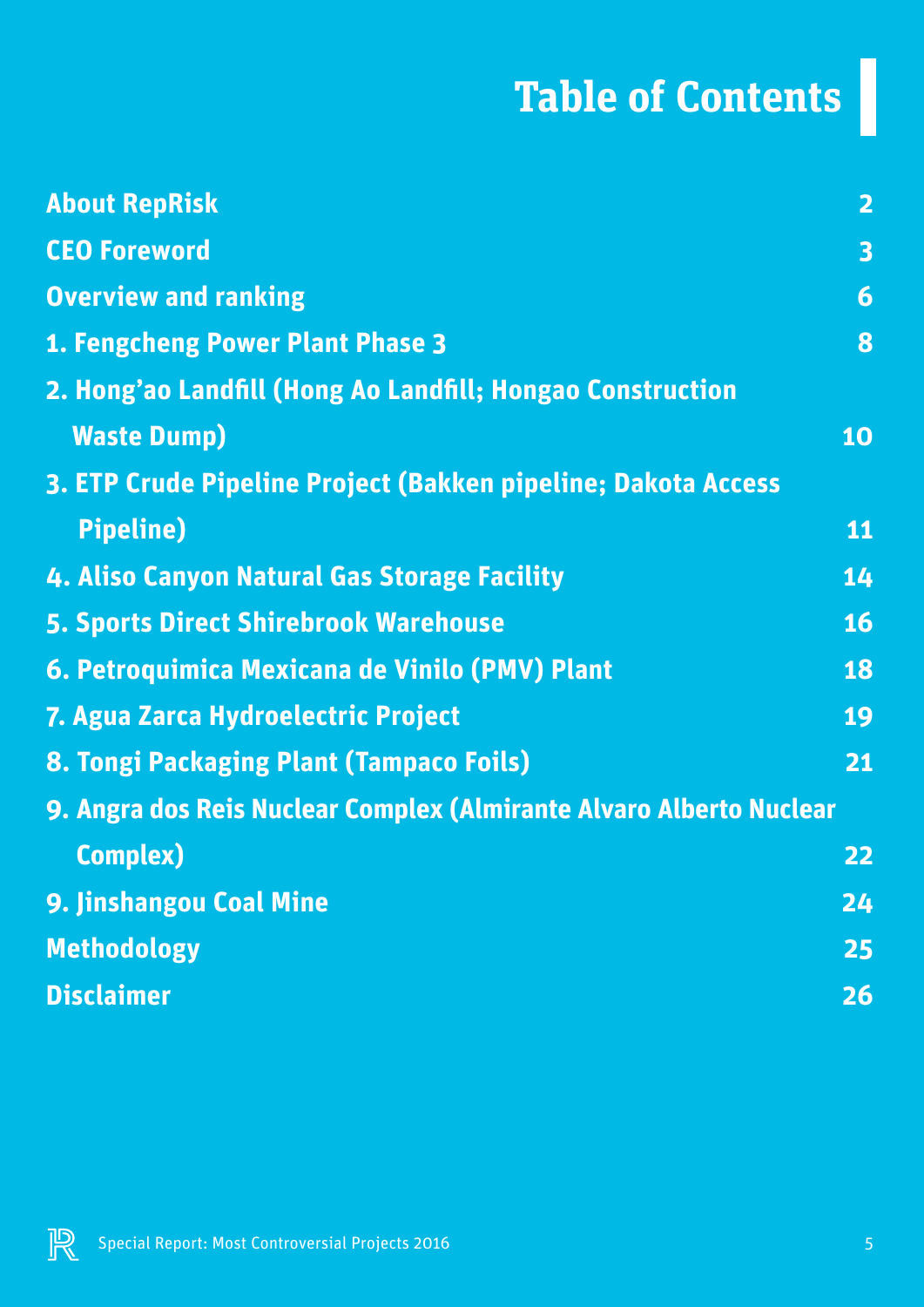# Table of Contents

| | |
|---|---|
| **About RepRisk** | **2** |
| **CEO Foreword** | **3** |
| **Overview and ranking** | **6** |
| **1. Fengcheng Power Plant Phase 3** | **8** |
| **2. Hong'ao Landfill (Hong Ao Landfill; Hongao Construction Waste Dump)** | **10** |
| **3. ETP Crude Pipeline Project (Bakken pipeline; Dakota Access Pipeline)** | **11** |
| **4. Aliso Canyon Natural Gas Storage Facility** | **14** |
| **5. Sports Direct Shirebrook Warehouse** | **16** |
| **6. Petroquimica Mexicana de Vinilo (PMV) Plant** | **18** |
| **7. Agua Zarca Hydroelectric Project** | **19** |
| **8. Tongi Packaging Plant (Tampaco Foils)** | **21** |
| **9. Angra dos Reis Nuclear Complex (Almirante Alvaro Alberto Nuclear Complex)** | **22** |
| **9. Jinshangou Coal Mine** | **24** |
| **Methodology** | **25** |
| **Disclaimer** | **26** |

Special Report: Most Controversial Projects 2016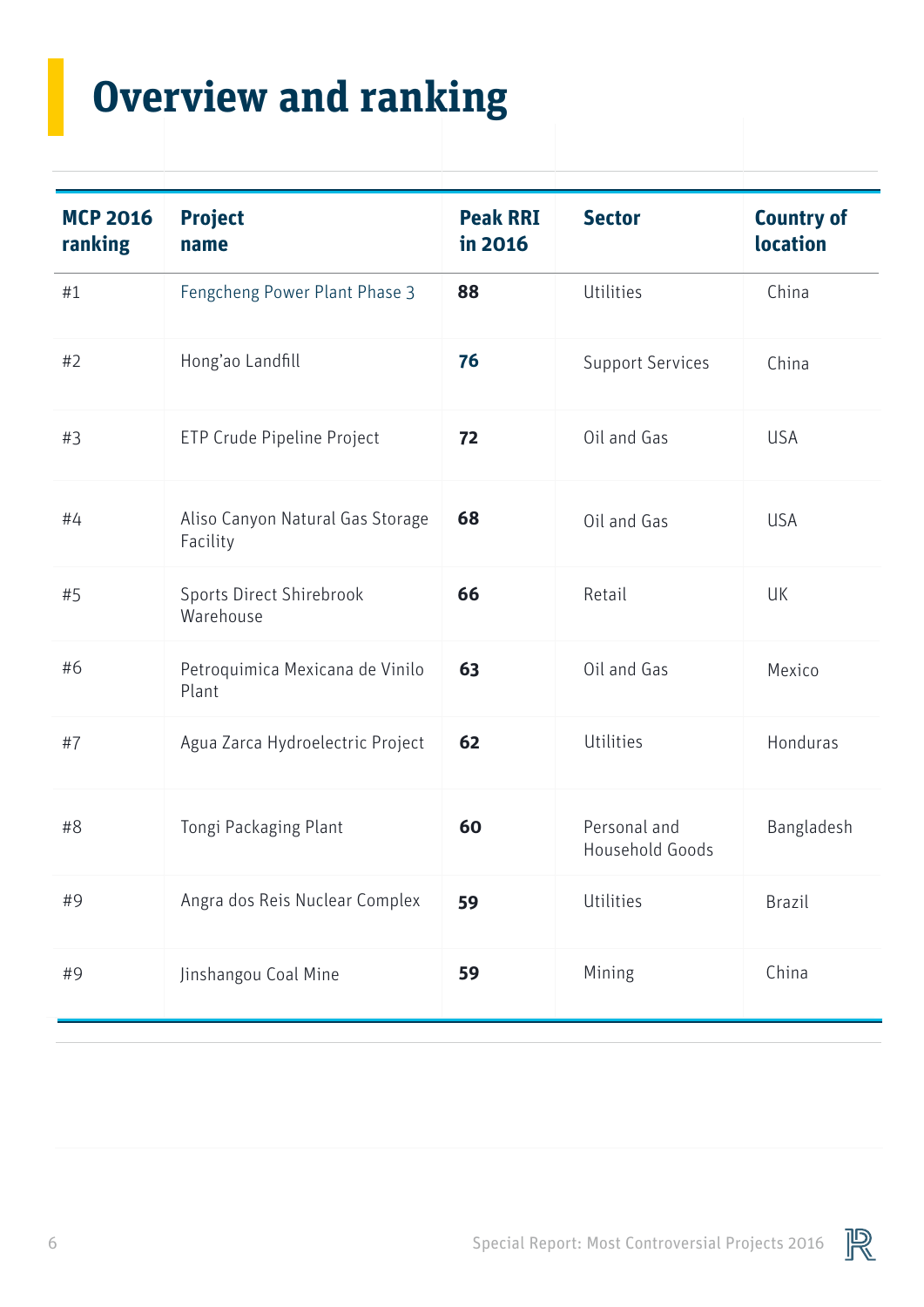# Overview and ranking

| MCP 2016 ranking | Project name | Peak RRI in 2016 | Sector | Country of location |
|---|---|---|---|---|
| #1 | Fengcheng Power Plant Phase 3 | **88** | Utilities | China |
| #2 | Hong'ao Landfill | **76** | Support Services | China |
| #3 | ETP Crude Pipeline Project | **72** | Oil and Gas | USA |
| #4 | Aliso Canyon Natural Gas Storage Facility | **68** | Oil and Gas | USA |
| #5 | Sports Direct Shirebrook Warehouse | **66** | Retail | UK |
| #6 | Petroquimica Mexicana de Vinilo Plant | **63** | Oil and Gas | Mexico |
| #7 | Agua Zarca Hydroelectric Project | **62** | Utilities | Honduras |
| #8 | Tongi Packaging Plant | **60** | Personal and Household Goods | Bangladesh |
| #9 | Angra dos Reis Nuclear Complex | **59** | Utilities | Brazil |
| #9 | Jinshangou Coal Mine | **59** | Mining | China |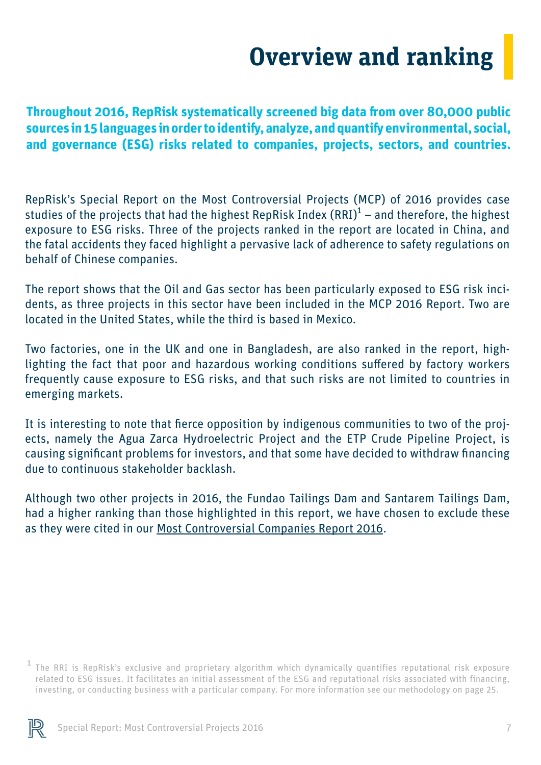# Overview and ranking

**Throughout 2016, RepRisk systematically screened big data from over 80,000 public sources in 15 languages in order to identify, analyze, and quantify environmental, social, and governance (ESG) risks related to companies, projects, sectors, and countries.**

RepRisk's Special Report on the Most Controversial Projects (MCP) of 2016 provides case studies of the projects that had the highest RepRisk Index (RRI)[1] – and therefore, the highest exposure to ESG risks. Three of the projects ranked in the report are located in China, and the fatal accidents they faced highlight a pervasive lack of adherence to safety regulations on behalf of Chinese companies.

The report shows that the Oil and Gas sector has been particularly exposed to ESG risk incidents, as three projects in this sector have been included in the MCP 2016 Report. Two are located in the United States, while the third is based in Mexico.

Two factories, one in the UK and one in Bangladesh, are also ranked in the report, highlighting the fact that poor and hazardous working conditions suffered by factory workers frequently cause exposure to ESG risks, and that such risks are not limited to countries in emerging markets.

It is interesting to note that fierce opposition by indigenous communities to two of the projects, namely the Agua Zarca Hydroelectric Project and the ETP Crude Pipeline Project, is causing significant problems for investors, and that some have decided to withdraw financing due to continuous stakeholder backlash.

Although two other projects in 2016, the Fundao Tailings Dam and Santarem Tailings Dam, had a higher ranking than those highlighted in this report, we have chosen to exclude these as they were cited in our Most Controversial Companies Report 2016.

[1] The RRI is RepRisk's exclusive and proprietary algorithm which dynamically quantifies reputational risk exposure related to ESG issues. It facilitates an initial assessment of the ESG and reputational risks associated with financing, investing, or conducting business with a particular company. For more information see our methodology on page 25.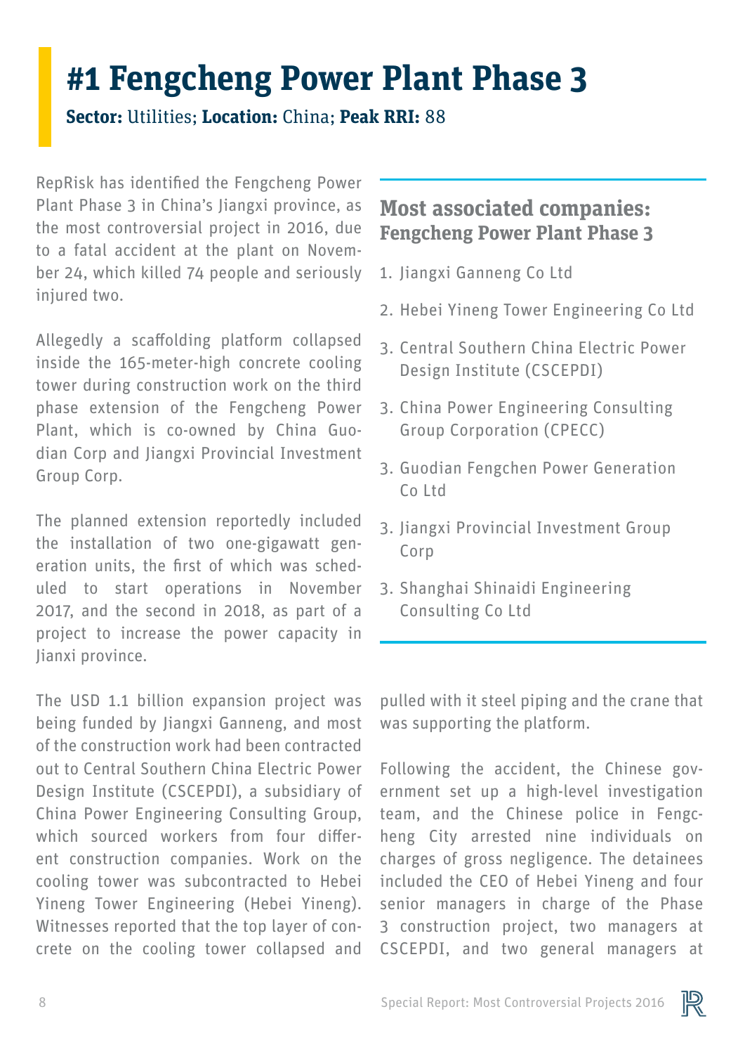# #1 Fengcheng Power Plant Phase 3

**Sector:** Utilities; **Location:** China; **Peak RRI:** 88

RepRisk has identified the Fengcheng Power Plant Phase 3 in China's Jiangxi province, as the most controversial project in 2016, due to a fatal accident at the plant on November 24, which killed 74 people and seriously injured two.

Allegedly a scaffolding platform collapsed inside the 165-meter-high concrete cooling tower during construction work on the third phase extension of the Fengcheng Power Plant, which is co-owned by China Guodian Corp and Jiangxi Provincial Investment Group Corp.

The planned extension reportedly included the installation of two one-gigawatt generation units, the first of which was scheduled to start operations in November 2017, and the second in 2018, as part of a project to increase the power capacity in Jianxi province.

The USD 1.1 billion expansion project was being funded by Jiangxi Ganneng, and most of the construction work had been contracted out to Central Southern China Electric Power Design Institute (CSCEPDI), a subsidiary of China Power Engineering Consulting Group, which sourced workers from four different construction companies. Work on the cooling tower was subcontracted to Hebei Yineng Tower Engineering (Hebei Yineng). Witnesses reported that the top layer of concrete on the cooling tower collapsed and pulled with it steel piping and the crane that was supporting the platform.

Following the accident, the Chinese government set up a high-level investigation team, and the Chinese police in Fengcheng City arrested nine individuals on charges of gross negligence. The detainees included the CEO of Hebei Yineng and four senior managers in charge of the Phase 3 construction project, two managers at CSCEPDI, and two general managers at

## Most associated companies: Fengcheng Power Plant Phase 3

1. Jiangxi Ganneng Co Ltd
2. Hebei Yineng Tower Engineering Co Ltd
3. Central Southern China Electric Power Design Institute (CSCEPDI)
3. China Power Engineering Consulting Group Corporation (CPECC)
3. Guodian Fengchen Power Generation Co Ltd
3. Jiangxi Provincial Investment Group Corp
3. Shanghai Shinaidi Engineering Consulting Co Ltd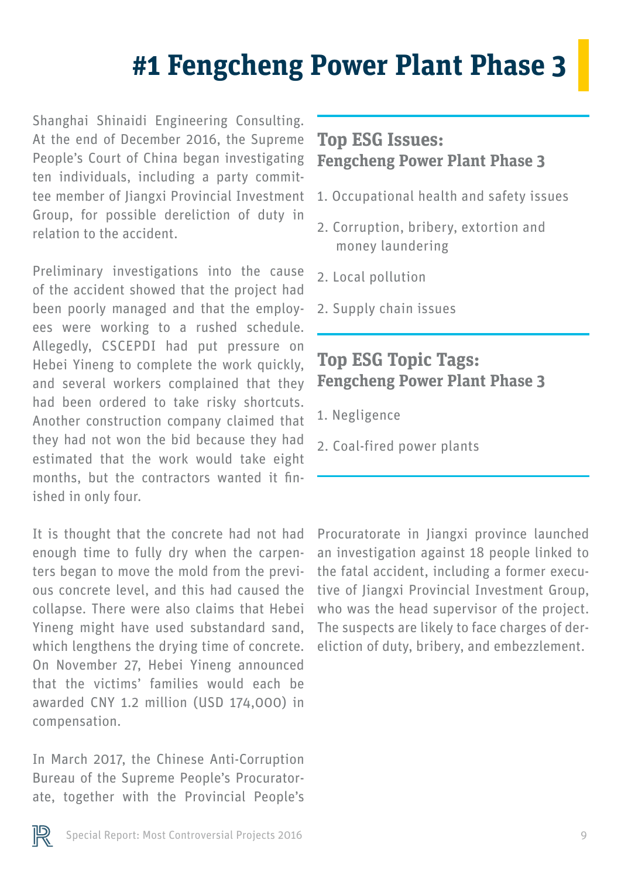# #1 Fengcheng Power Plant Phase 3

Shanghai Shinaidi Engineering Consulting. At the end of December 2016, the Supreme People's Court of China began investigating ten individuals, including a party committee member of Jiangxi Provincial Investment Group, for possible dereliction of duty in relation to the accident.

Preliminary investigations into the cause of the accident showed that the project had been poorly managed and that the employees were working to a rushed schedule. Allegedly, CSCEPDI had put pressure on Hebei Yineng to complete the work quickly, and several workers complained that they had been ordered to take risky shortcuts. Another construction company claimed that they had not won the bid because they had estimated that the work would take eight months, but the contractors wanted it finished in only four.

It is thought that the concrete had not had enough time to fully dry when the carpenters began to move the mold from the previous concrete level, and this had caused the collapse. There were also claims that Hebei Yineng might have used substandard sand, which lengthens the drying time of concrete. On November 27, Hebei Yineng announced that the victims' families would each be awarded CNY 1.2 million (USD 174,000) in compensation.

In March 2017, the Chinese Anti-Corruption Bureau of the Supreme People's Procuratorate, together with the Provincial People's Procuratorate in Jiangxi province launched an investigation against 18 people linked to the fatal accident, including a former executive of Jiangxi Provincial Investment Group, who was the head supervisor of the project. The suspects are likely to face charges of dereliction of duty, bribery, and embezzlement.

## Top ESG Issues: Fengcheng Power Plant Phase 3

1. Occupational health and safety issues
2. Corruption, bribery, extortion and money laundering
2. Local pollution
2. Supply chain issues

## Top ESG Topic Tags: Fengcheng Power Plant Phase 3

1. Negligence
2. Coal-fired power plants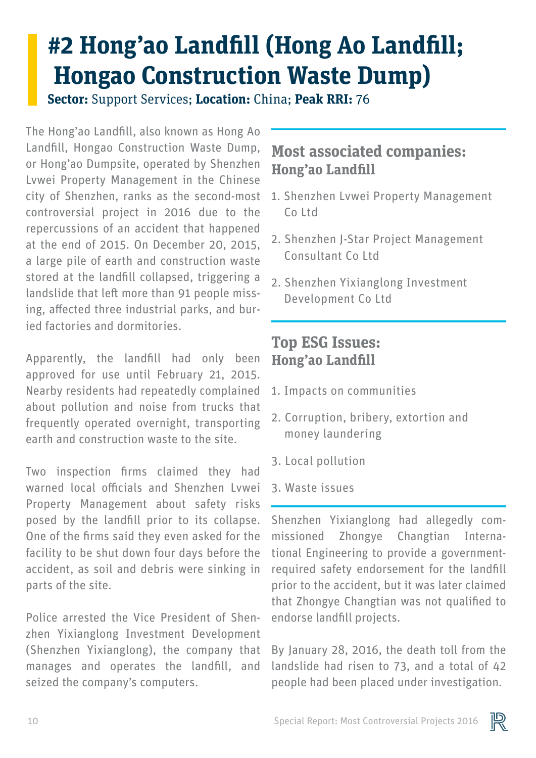# #2 Hong'ao Landfill (Hong Ao Landfill; Hongao Construction Waste Dump)

**Sector:** Support Services; **Location:** China; **Peak RRI:** 76

The Hong'ao Landfill, also known as Hong Ao Landfill, Hongao Construction Waste Dump, or Hong'ao Dumpsite, operated by Shenzhen Lvwei Property Management in the Chinese city of Shenzhen, ranks as the second-most controversial project in 2016 due to the repercussions of an accident that happened at the end of 2015. On December 20, 2015, a large pile of earth and construction waste stored at the landfill collapsed, triggering a landslide that left more than 91 people missing, affected three industrial parks, and buried factories and dormitories.

Apparently, the landfill had only been approved for use until February 21, 2015. Nearby residents had repeatedly complained about pollution and noise from trucks that frequently operated overnight, transporting earth and construction waste to the site.

Two inspection firms claimed they had warned local officials and Shenzhen Lvwei Property Management about safety risks posed by the landfill prior to its collapse. One of the firms said they even asked for the facility to be shut down four days before the accident, as soil and debris were sinking in parts of the site.

Police arrested the Vice President of Shenzhen Yixianglong Investment Development (Shenzhen Yixianglong), the company that manages and operates the landfill, and seized the company's computers.

## Most associated companies: Hong'ao Landfill

1. Shenzhen Lvwei Property Management Co Ltd
2. Shenzhen J-Star Project Management Consultant Co Ltd
2. Shenzhen Yixianglong Investment Development Co Ltd

## Top ESG Issues: Hong'ao Landfill

1. Impacts on communities
2. Corruption, bribery, extortion and money laundering
3. Local pollution
3. Waste issues

Shenzhen Yixianglong had allegedly commissioned Zhongye Changtian International Engineering to provide a government-required safety endorsement for the landfill prior to the accident, but it was later claimed that Zhongye Changtian was not qualified to endorse landfill projects.

By January 28, 2016, the death toll from the landslide had risen to 73, and a total of 42 people had been placed under investigation.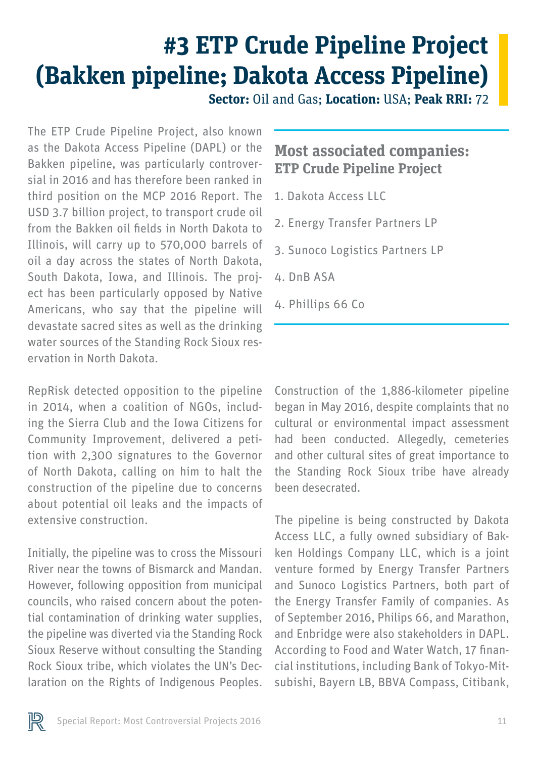# #3 ETP Crude Pipeline Project (Bakken pipeline; Dakota Access Pipeline)

**Sector:** Oil and Gas; **Location:** USA; **Peak RRI:** 72

The ETP Crude Pipeline Project, also known as the Dakota Access Pipeline (DAPL) or the Bakken pipeline, was particularly controversial in 2016 and has therefore been ranked in third position on the MCP 2016 Report. The USD 3.7 billion project, to transport crude oil from the Bakken oil fields in North Dakota to Illinois, will carry up to 570,000 barrels of oil a day across the states of North Dakota, South Dakota, Iowa, and Illinois. The project has been particularly opposed by Native Americans, who say that the pipeline will devastate sacred sites as well as the drinking water sources of the Standing Rock Sioux reservation in North Dakota.

## Most associated companies: ETP Crude Pipeline Project

1. Dakota Access LLC
2. Energy Transfer Partners LP
3. Sunoco Logistics Partners LP
4. DnB ASA
4. Phillips 66 Co

RepRisk detected opposition to the pipeline in 2014, when a coalition of NGOs, including the Sierra Club and the Iowa Citizens for Community Improvement, delivered a petition with 2,300 signatures to the Governor of North Dakota, calling on him to halt the construction of the pipeline due to concerns about potential oil leaks and the impacts of extensive construction.

Initially, the pipeline was to cross the Missouri River near the towns of Bismarck and Mandan. However, following opposition from municipal councils, who raised concern about the potential contamination of drinking water supplies, the pipeline was diverted via the Standing Rock Sioux Reserve without consulting the Standing Rock Sioux tribe, which violates the UN's Declaration on the Rights of Indigenous Peoples.

Construction of the 1,886-kilometer pipeline began in May 2016, despite complaints that no cultural or environmental impact assessment had been conducted. Allegedly, cemeteries and other cultural sites of great importance to the Standing Rock Sioux tribe have already been desecrated.

The pipeline is being constructed by Dakota Access LLC, a fully owned subsidiary of Bakken Holdings Company LLC, which is a joint venture formed by Energy Transfer Partners and Sunoco Logistics Partners, both part of the Energy Transfer Family of companies. As of September 2016, Philips 66, and Marathon, and Enbridge were also stakeholders in DAPL. According to Food and Water Watch, 17 financial institutions, including Bank of Tokyo-Mitsubishi, Bayern LB, BBVA Compass, Citibank,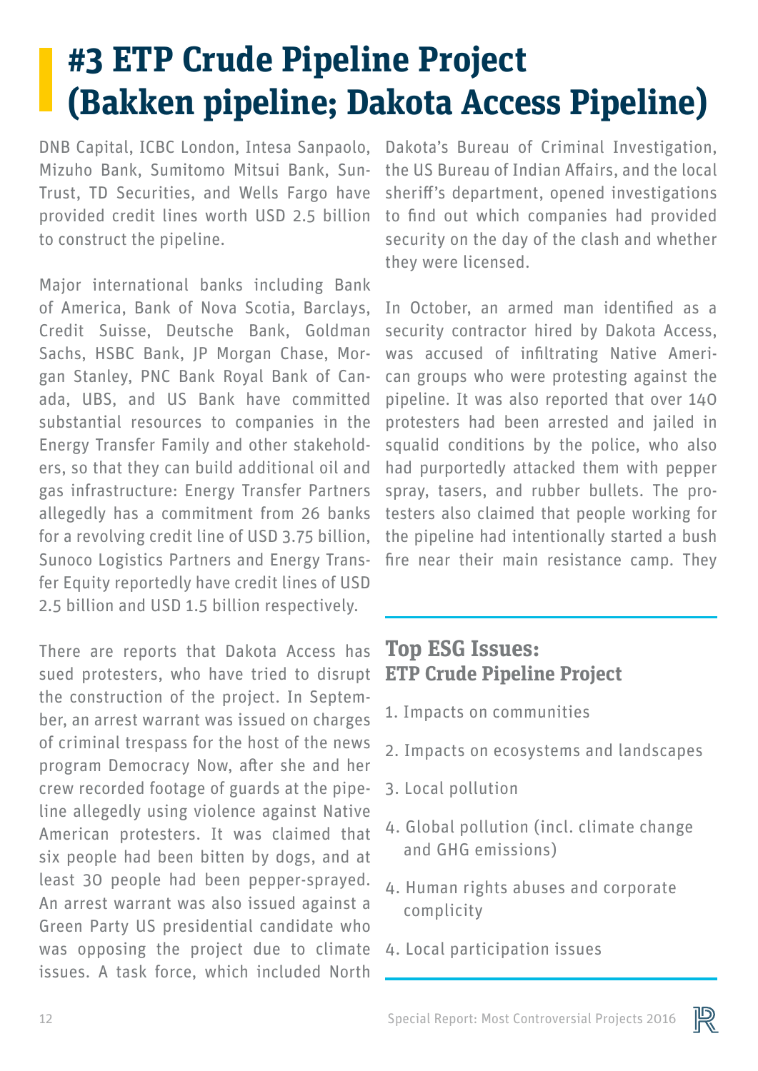# #3 ETP Crude Pipeline Project (Bakken pipeline; Dakota Access Pipeline)

DNB Capital, ICBC London, Intesa Sanpaolo, Mizuho Bank, Sumitomo Mitsui Bank, SunTrust, TD Securities, and Wells Fargo have provided credit lines worth USD 2.5 billion to construct the pipeline.

Major international banks including Bank of America, Bank of Nova Scotia, Barclays, Credit Suisse, Deutsche Bank, Goldman Sachs, HSBC Bank, JP Morgan Chase, Morgan Stanley, PNC Bank Royal Bank of Canada, UBS, and US Bank have committed substantial resources to companies in the Energy Transfer Family and other stakeholders, so that they can build additional oil and gas infrastructure: Energy Transfer Partners allegedly has a commitment from 26 banks for a revolving credit line of USD 3.75 billion, Sunoco Logistics Partners and Energy Transfer Equity reportedly have credit lines of USD 2.5 billion and USD 1.5 billion respectively.

There are reports that Dakota Access has sued protesters, who have tried to disrupt the construction of the project. In September, an arrest warrant was issued on charges of criminal trespass for the host of the news program Democracy Now, after she and her crew recorded footage of guards at the pipeline allegedly using violence against Native American protesters. It was claimed that six people had been bitten by dogs, and at least 30 people had been pepper-sprayed. An arrest warrant was also issued against a Green Party US presidential candidate who was opposing the project due to climate issues. A task force, which included North Dakota's Bureau of Criminal Investigation, the US Bureau of Indian Affairs, and the local sheriff's department, opened investigations to find out which companies had provided security on the day of the clash and whether they were licensed.

In October, an armed man identified as a security contractor hired by Dakota Access, was accused of infiltrating Native American groups who were protesting against the pipeline. It was also reported that over 140 protesters had been arrested and jailed in squalid conditions by the police, who also had purportedly attacked them with pepper spray, tasers, and rubber bullets. The protesters also claimed that people working for the pipeline had intentionally started a bush fire near their main resistance camp. They

## Top ESG Issues: ETP Crude Pipeline Project

1. Impacts on communities
2. Impacts on ecosystems and landscapes
3. Local pollution
4. Global pollution (incl. climate change and GHG emissions)
4. Human rights abuses and corporate complicity
4. Local participation issues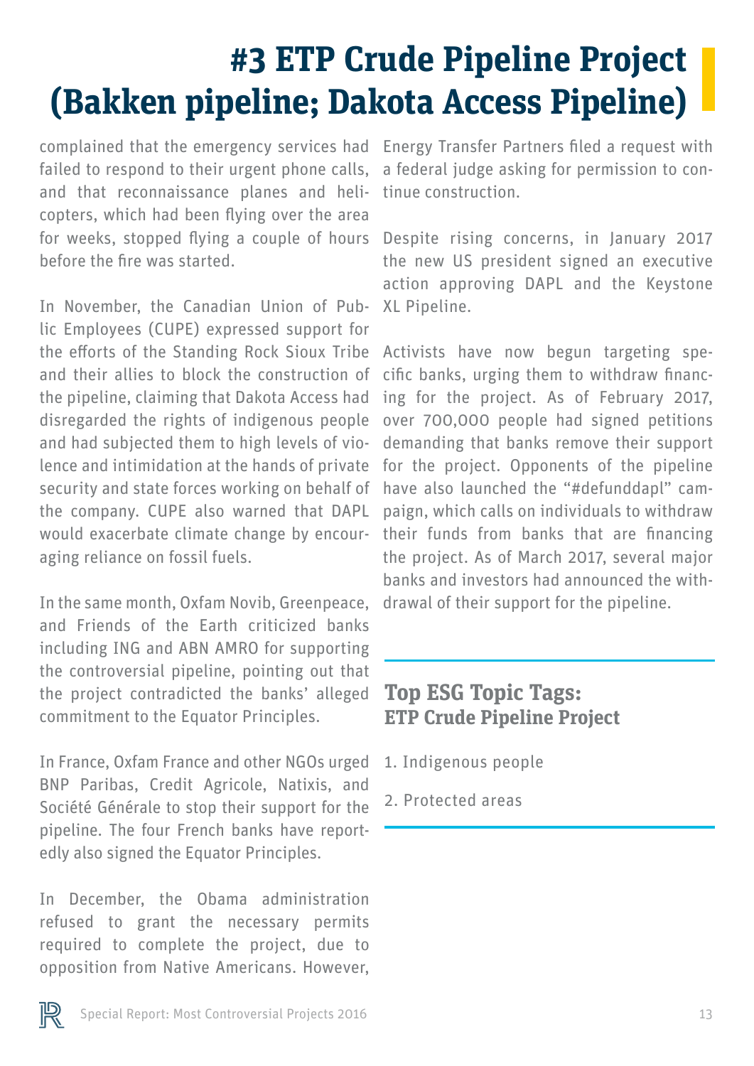# #3 ETP Crude Pipeline Project (Bakken pipeline; Dakota Access Pipeline)

complained that the emergency services had failed to respond to their urgent phone calls, and that reconnaissance planes and helicopters, which had been flying over the area for weeks, stopped flying a couple of hours before the fire was started.

In November, the Canadian Union of Public Employees (CUPE) expressed support for the efforts of the Standing Rock Sioux Tribe and their allies to block the construction of the pipeline, claiming that Dakota Access had disregarded the rights of indigenous people and had subjected them to high levels of violence and intimidation at the hands of private security and state forces working on behalf of the company. CUPE also warned that DAPL would exacerbate climate change by encouraging reliance on fossil fuels.

In the same month, Oxfam Novib, Greenpeace, and Friends of the Earth criticized banks including ING and ABN AMRO for supporting the controversial pipeline, pointing out that the project contradicted the banks' alleged commitment to the Equator Principles.

In France, Oxfam France and other NGOs urged BNP Paribas, Credit Agricole, Natixis, and Société Générale to stop their support for the pipeline. The four French banks have reportedly also signed the Equator Principles.

In December, the Obama administration refused to grant the necessary permits required to complete the project, due to opposition from Native Americans. However, Energy Transfer Partners filed a request with a federal judge asking for permission to continue construction.

Despite rising concerns, in January 2017 the new US president signed an executive action approving DAPL and the Keystone XL Pipeline.

Activists have now begun targeting specific banks, urging them to withdraw financing for the project. As of February 2017, over 700,000 people had signed petitions demanding that banks remove their support for the project. Opponents of the pipeline have also launched the "#defunddapl" campaign, which calls on individuals to withdraw their funds from banks that are financing the project. As of March 2017, several major banks and investors had announced the withdrawal of their support for the pipeline.

## Top ESG Topic Tags: ETP Crude Pipeline Project

1. Indigenous people
2. Protected areas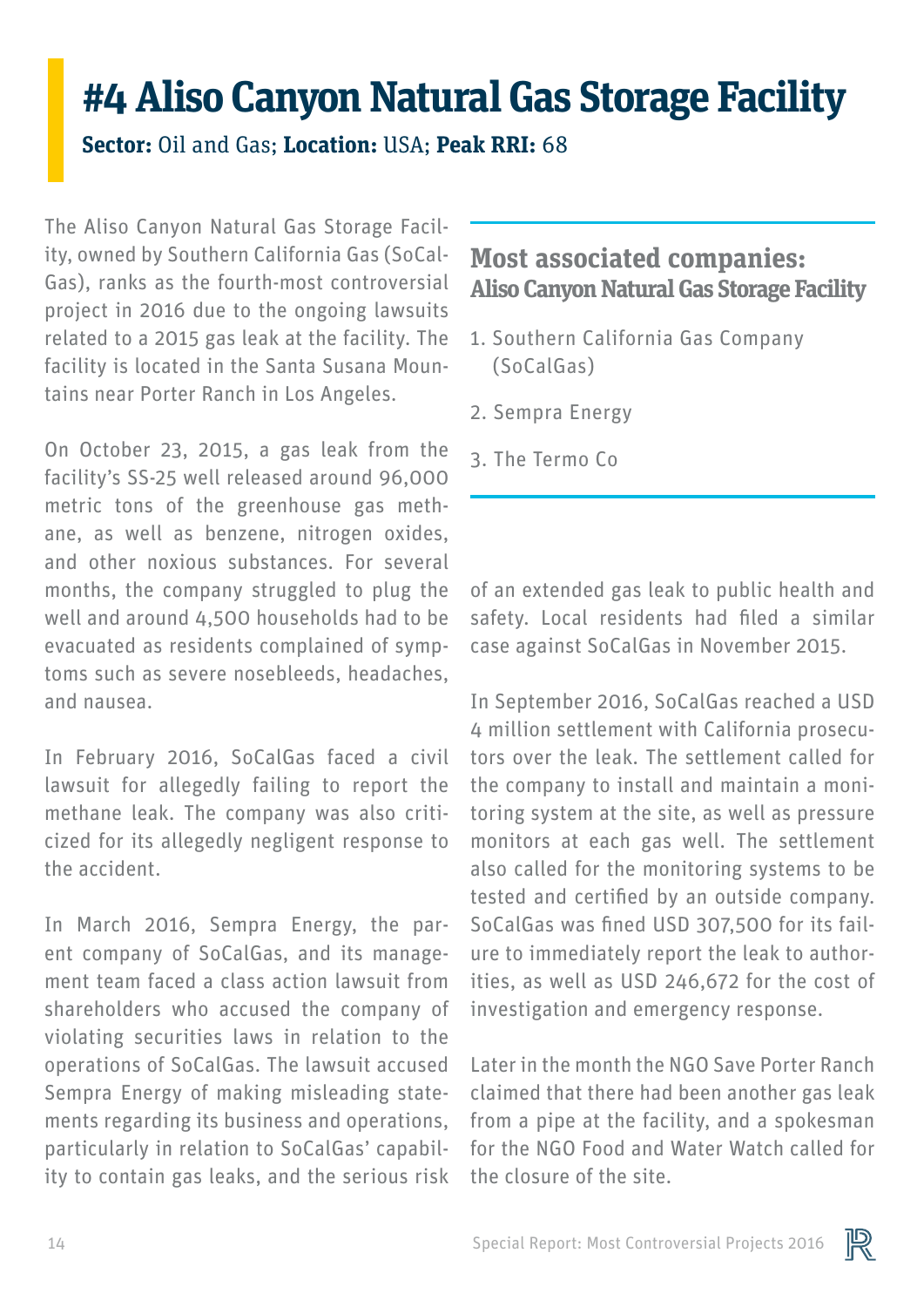# #4 Aliso Canyon Natural Gas Storage Facility

**Sector:** Oil and Gas; **Location:** USA; **Peak RRI:** 68

The Aliso Canyon Natural Gas Storage Facility, owned by Southern California Gas (SoCalGas), ranks as the fourth-most controversial project in 2016 due to the ongoing lawsuits related to a 2015 gas leak at the facility. The facility is located in the Santa Susana Mountains near Porter Ranch in Los Angeles.

On October 23, 2015, a gas leak from the facility's SS-25 well released around 96,000 metric tons of the greenhouse gas methane, as well as benzene, nitrogen oxides, and other noxious substances. For several months, the company struggled to plug the well and around 4,500 households had to be evacuated as residents complained of symptoms such as severe nosebleeds, headaches, and nausea.

In February 2016, SoCalGas faced a civil lawsuit for allegedly failing to report the methane leak. The company was also criticized for its allegedly negligent response to the accident.

In March 2016, Sempra Energy, the parent company of SoCalGas, and its management team faced a class action lawsuit from shareholders who accused the company of violating securities laws in relation to the operations of SoCalGas. The lawsuit accused Sempra Energy of making misleading statements regarding its business and operations, particularly in relation to SoCalGas' capability to contain gas leaks, and the serious risk of an extended gas leak to public health and safety. Local residents had filed a similar case against SoCalGas in November 2015.

In September 2016, SoCalGas reached a USD 4 million settlement with California prosecutors over the leak. The settlement called for the company to install and maintain a monitoring system at the site, as well as pressure monitors at each gas well. The settlement also called for the monitoring systems to be tested and certified by an outside company. SoCalGas was fined USD 307,500 for its failure to immediately report the leak to authorities, as well as USD 246,672 for the cost of investigation and emergency response.

Later in the month the NGO Save Porter Ranch claimed that there had been another gas leak from a pipe at the facility, and a spokesman for the NGO Food and Water Watch called for the closure of the site.

## Most associated companies: Aliso Canyon Natural Gas Storage Facility

1. Southern California Gas Company (SoCalGas)
2. Sempra Energy
3. The Termo Co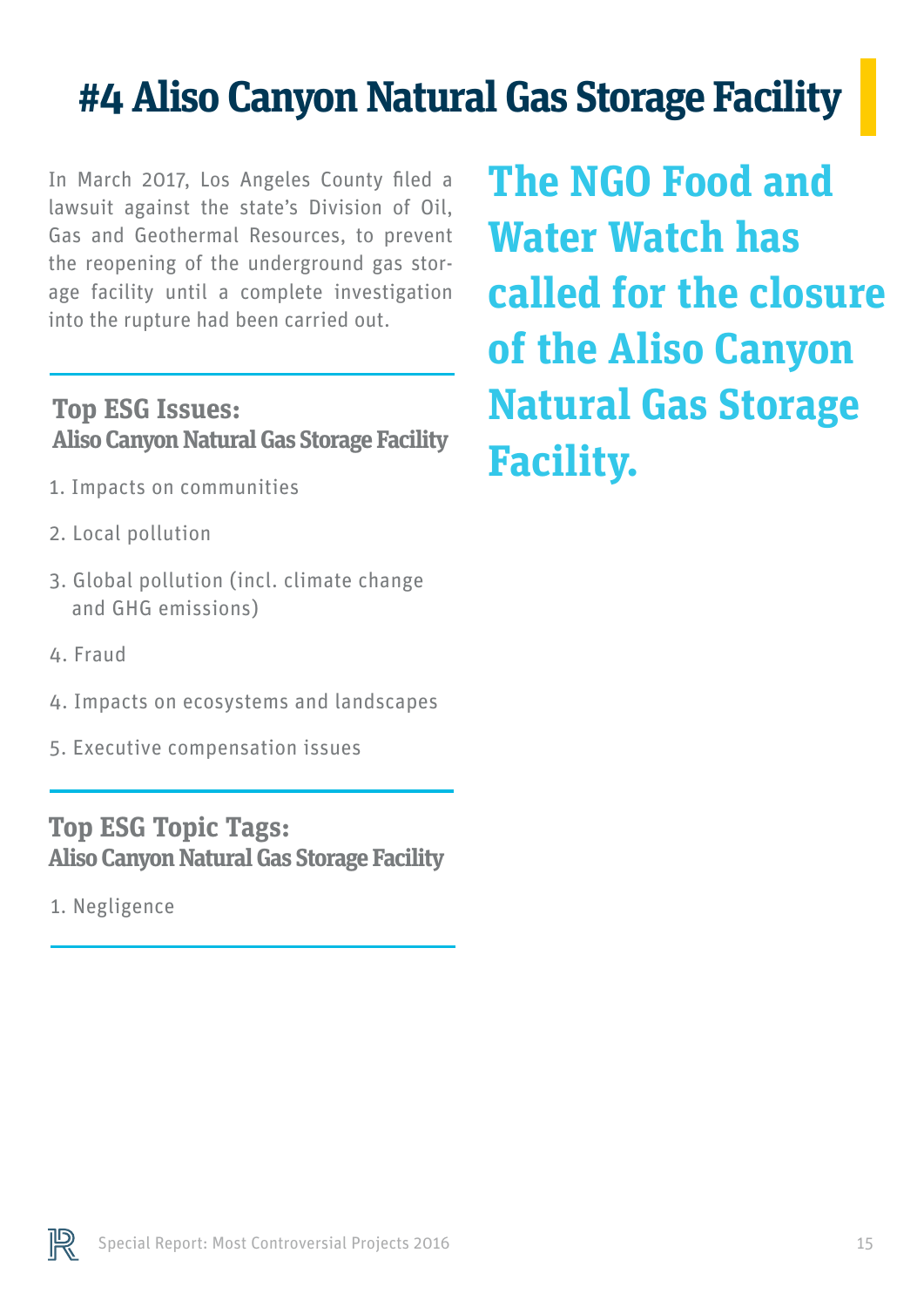# #4 Aliso Canyon Natural Gas Storage Facility

In March 2017, Los Angeles County filed a lawsuit against the state's Division of Oil, Gas and Geothermal Resources, to prevent the reopening of the underground gas storage facility until a complete investigation into the rupture had been carried out.

## Top ESG Issues: Aliso Canyon Natural Gas Storage Facility

1. Impacts on communities
2. Local pollution
3. Global pollution (incl. climate change and GHG emissions)
4. Fraud
4. Impacts on ecosystems and landscapes
5. Executive compensation issues

## Top ESG Topic Tags: Aliso Canyon Natural Gas Storage Facility

1. Negligence

**The NGO Food and Water Watch has called for the closure of the Aliso Canyon Natural Gas Storage Facility.**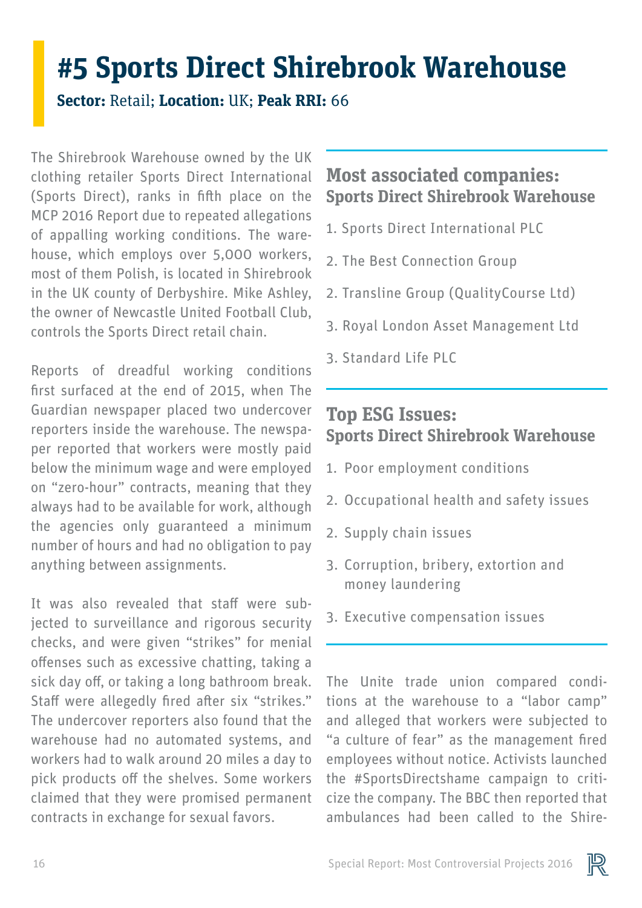# #5 Sports Direct Shirebrook Warehouse

**Sector:** Retail; **Location:** UK; **Peak RRI:** 66

The Shirebrook Warehouse owned by the UK clothing retailer Sports Direct International (Sports Direct), ranks in fifth place on the MCP 2016 Report due to repeated allegations of appalling working conditions. The warehouse, which employs over 5,000 workers, most of them Polish, is located in Shirebrook in the UK county of Derbyshire. Mike Ashley, the owner of Newcastle United Football Club, controls the Sports Direct retail chain.

Reports of dreadful working conditions first surfaced at the end of 2015, when The Guardian newspaper placed two undercover reporters inside the warehouse. The newspaper reported that workers were mostly paid below the minimum wage and were employed on "zero-hour" contracts, meaning that they always had to be available for work, although the agencies only guaranteed a minimum number of hours and had no obligation to pay anything between assignments.

It was also revealed that staff were subjected to surveillance and rigorous security checks, and were given "strikes" for menial offenses such as excessive chatting, taking a sick day off, or taking a long bathroom break. Staff were allegedly fired after six "strikes." The undercover reporters also found that the warehouse had no automated systems, and workers had to walk around 20 miles a day to pick products off the shelves. Some workers claimed that they were promised permanent contracts in exchange for sexual favors.

## Most associated companies: Sports Direct Shirebrook Warehouse

1. Sports Direct International PLC
2. The Best Connection Group
2. Transline Group (QualityCourse Ltd)
3. Royal London Asset Management Ltd
3. Standard Life PLC

## Top ESG Issues: Sports Direct Shirebrook Warehouse

1. Poor employment conditions
2. Occupational health and safety issues
2. Supply chain issues
3. Corruption, bribery, extortion and money laundering
3. Executive compensation issues

The Unite trade union compared conditions at the warehouse to a "labor camp" and alleged that workers were subjected to "a culture of fear" as the management fired employees without notice. Activists launched the #SportsDirectshame campaign to criticize the company. The BBC then reported that ambulances had been called to the Shire-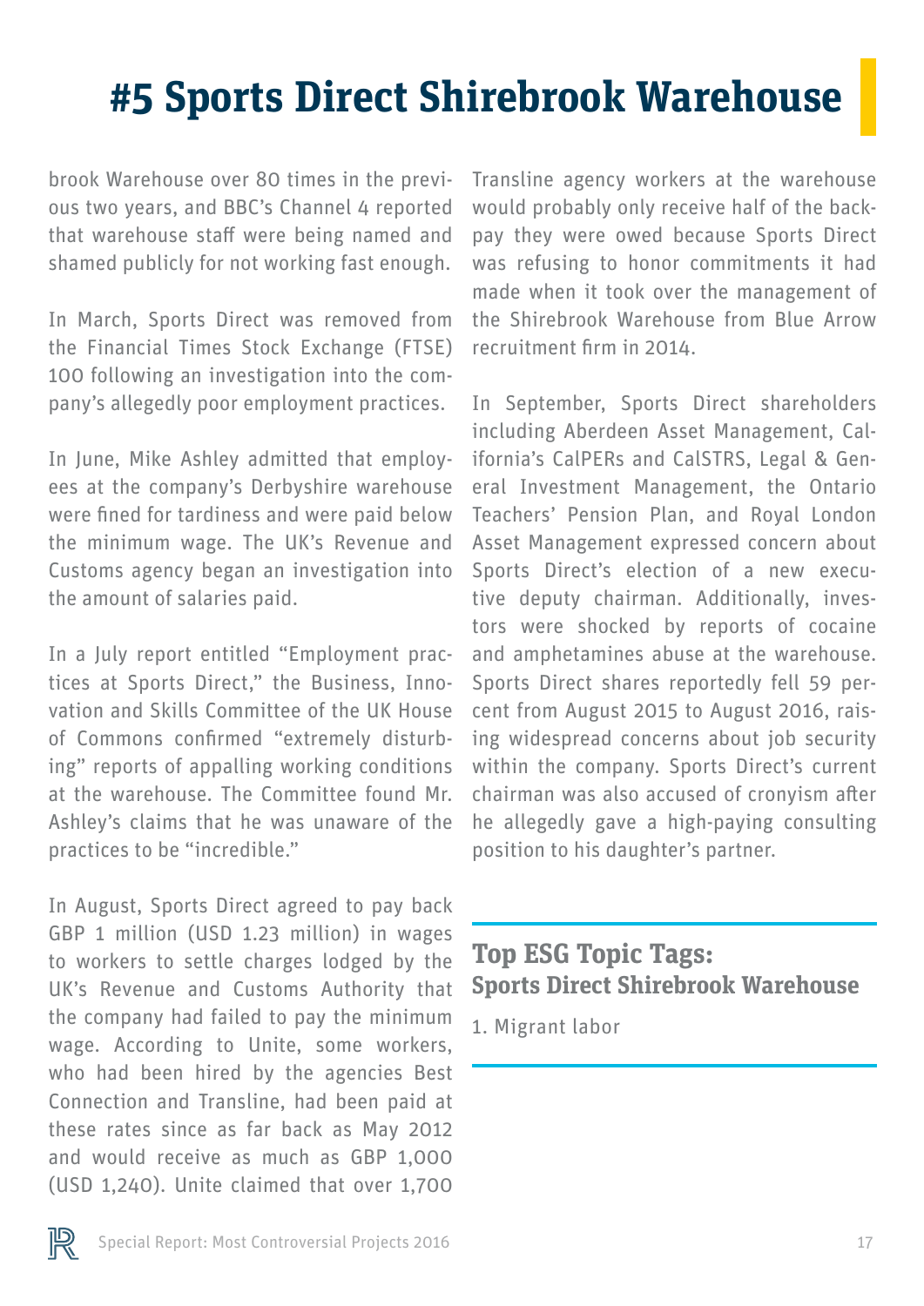# #5 Sports Direct Shirebrook Warehouse

brook Warehouse over 80 times in the previous two years, and BBC's Channel 4 reported that warehouse staff were being named and shamed publicly for not working fast enough.

In March, Sports Direct was removed from the Financial Times Stock Exchange (FTSE) 100 following an investigation into the company's allegedly poor employment practices.

In June, Mike Ashley admitted that employees at the company's Derbyshire warehouse were fined for tardiness and were paid below the minimum wage. The UK's Revenue and Customs agency began an investigation into the amount of salaries paid.

In a July report entitled "Employment practices at Sports Direct," the Business, Innovation and Skills Committee of the UK House of Commons confirmed "extremely disturbing" reports of appalling working conditions at the warehouse. The Committee found Mr. Ashley's claims that he was unaware of the practices to be "incredible."

In August, Sports Direct agreed to pay back GBP 1 million (USD 1.23 million) in wages to workers to settle charges lodged by the UK's Revenue and Customs Authority that the company had failed to pay the minimum wage. According to Unite, some workers, who had been hired by the agencies Best Connection and Transline, had been paid at these rates since as far back as May 2012 and would receive as much as GBP 1,000 (USD 1,240). Unite claimed that over 1,700 Transline agency workers at the warehouse would probably only receive half of the backpay they were owed because Sports Direct was refusing to honor commitments it had made when it took over the management of the Shirebrook Warehouse from Blue Arrow recruitment firm in 2014.

In September, Sports Direct shareholders including Aberdeen Asset Management, California's CalPERs and CalSTRS, Legal & General Investment Management, the Ontario Teachers' Pension Plan, and Royal London Asset Management expressed concern about Sports Direct's election of a new executive deputy chairman. Additionally, investors were shocked by reports of cocaine and amphetamines abuse at the warehouse. Sports Direct shares reportedly fell 59 percent from August 2015 to August 2016, raising widespread concerns about job security within the company. Sports Direct's current chairman was also accused of cronyism after he allegedly gave a high-paying consulting position to his daughter's partner.

## Top ESG Topic Tags:
### Sports Direct Shirebrook Warehouse

1. Migrant labor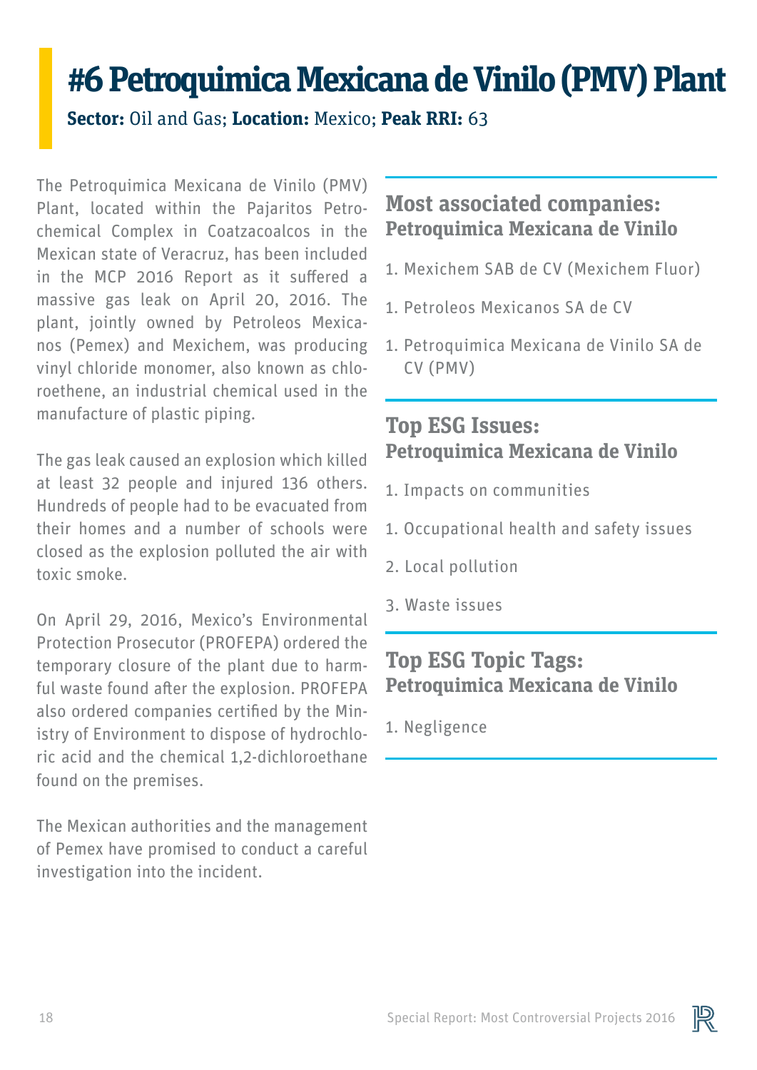# #6 Petroquimica Mexicana de Vinilo (PMV) Plant

**Sector:** Oil and Gas; **Location:** Mexico; **Peak RRI:** 63

The Petroquimica Mexicana de Vinilo (PMV) Plant, located within the Pajaritos Petrochemical Complex in Coatzacoalcos in the Mexican state of Veracruz, has been included in the MCP 2016 Report as it suffered a massive gas leak on April 20, 2016. The plant, jointly owned by Petroleos Mexicanos (Pemex) and Mexichem, was producing vinyl chloride monomer, also known as chloroethene, an industrial chemical used in the manufacture of plastic piping.

The gas leak caused an explosion which killed at least 32 people and injured 136 others. Hundreds of people had to be evacuated from their homes and a number of schools were closed as the explosion polluted the air with toxic smoke.

On April 29, 2016, Mexico's Environmental Protection Prosecutor (PROFEPA) ordered the temporary closure of the plant due to harmful waste found after the explosion. PROFEPA also ordered companies certified by the Ministry of Environment to dispose of hydrochloric acid and the chemical 1,2-dichloroethane found on the premises.

The Mexican authorities and the management of Pemex have promised to conduct a careful investigation into the incident.

## Most associated companies: Petroquimica Mexicana de Vinilo

1. Mexichem SAB de CV (Mexichem Fluor)
1. Petroleos Mexicanos SA de CV
1. Petroquimica Mexicana de Vinilo SA de CV (PMV)

## Top ESG Issues: Petroquimica Mexicana de Vinilo

1. Impacts on communities
1. Occupational health and safety issues
2. Local pollution
3. Waste issues

## Top ESG Topic Tags: Petroquimica Mexicana de Vinilo

1. Negligence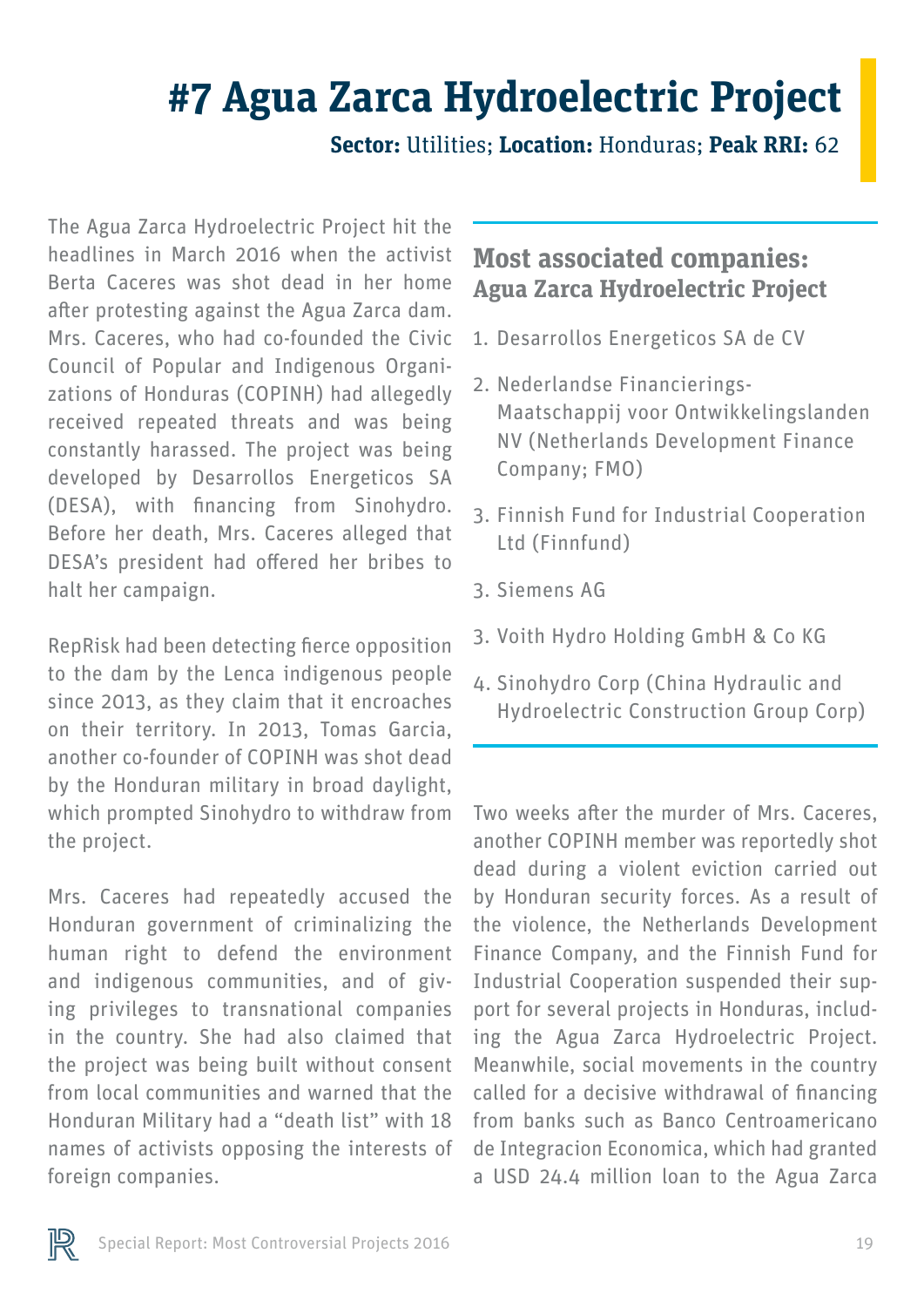# #7 Agua Zarca Hydroelectric Project

**Sector:** Utilities; **Location:** Honduras; **Peak RRI:** 62

The Agua Zarca Hydroelectric Project hit the headlines in March 2016 when the activist Berta Caceres was shot dead in her home after protesting against the Agua Zarca dam. Mrs. Caceres, who had co-founded the Civic Council of Popular and Indigenous Organizations of Honduras (COPINH) had allegedly received repeated threats and was being constantly harassed. The project was being developed by Desarrollos Energeticos SA (DESA), with financing from Sinohydro. Before her death, Mrs. Caceres alleged that DESA's president had offered her bribes to halt her campaign.

RepRisk had been detecting fierce opposition to the dam by the Lenca indigenous people since 2013, as they claim that it encroaches on their territory. In 2013, Tomas Garcia, another co-founder of COPINH was shot dead by the Honduran military in broad daylight, which prompted Sinohydro to withdraw from the project.

Mrs. Caceres had repeatedly accused the Honduran government of criminalizing the human right to defend the environment and indigenous communities, and of giving privileges to transnational companies in the country. She had also claimed that the project was being built without consent from local communities and warned that the Honduran Military had a "death list" with 18 names of activists opposing the interests of foreign companies.

## Most associated companies: Agua Zarca Hydroelectric Project

1. Desarrollos Energeticos SA de CV
2. Nederlandse Financierings-Maatschappij voor Ontwikkelingslanden NV (Netherlands Development Finance Company; FMO)
3. Finnish Fund for Industrial Cooperation Ltd (Finnfund)
3. Siemens AG
3. Voith Hydro Holding GmbH & Co KG
4. Sinohydro Corp (China Hydraulic and Hydroelectric Construction Group Corp)

Two weeks after the murder of Mrs. Caceres, another COPINH member was reportedly shot dead during a violent eviction carried out by Honduran security forces. As a result of the violence, the Netherlands Development Finance Company, and the Finnish Fund for Industrial Cooperation suspended their support for several projects in Honduras, including the Agua Zarca Hydroelectric Project. Meanwhile, social movements in the country called for a decisive withdrawal of financing from banks such as Banco Centroamericano de Integracion Economica, which had granted a USD 24.4 million loan to the Agua Zarca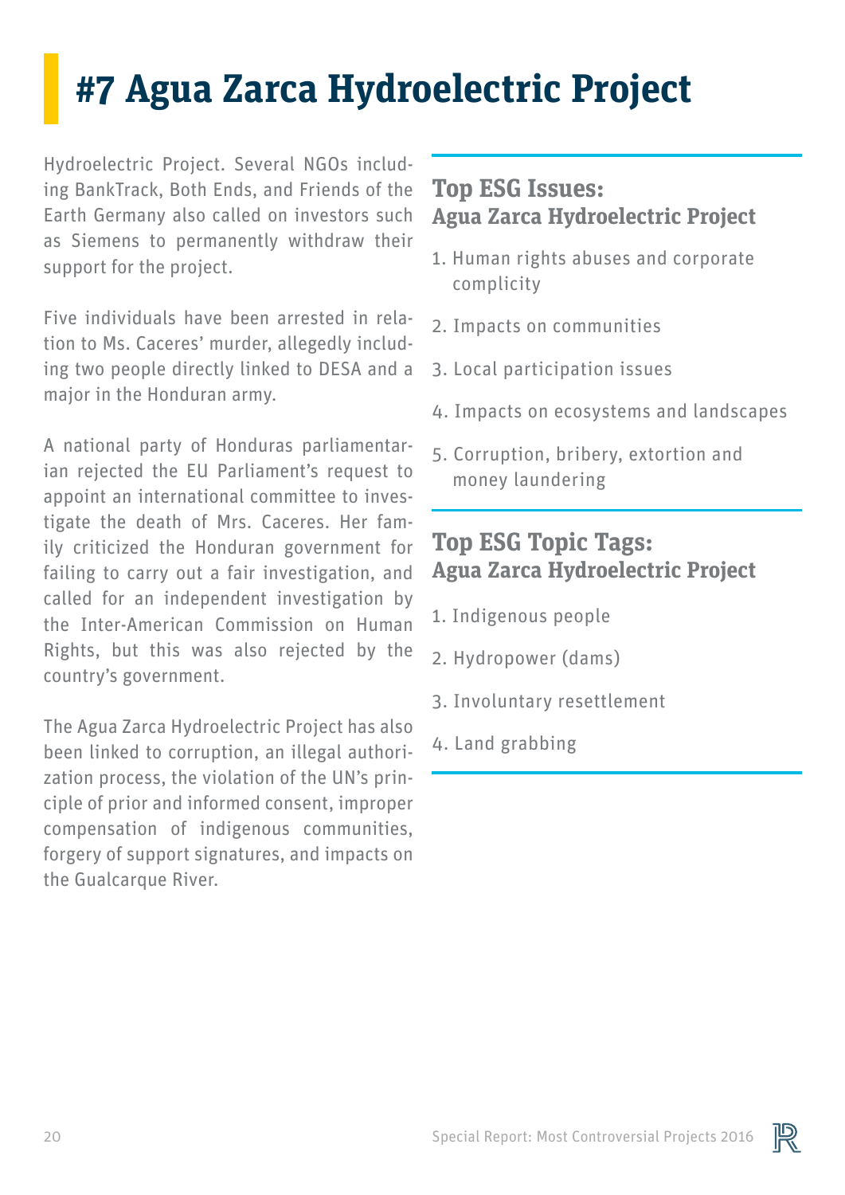# #7 Agua Zarca Hydroelectric Project

Hydroelectric Project. Several NGOs including BankTrack, Both Ends, and Friends of the Earth Germany also called on investors such as Siemens to permanently withdraw their support for the project.

Five individuals have been arrested in relation to Ms. Caceres' murder, allegedly including two people directly linked to DESA and a major in the Honduran army.

A national party of Honduras parliamentarian rejected the EU Parliament's request to appoint an international committee to investigate the death of Mrs. Caceres. Her family criticized the Honduran government for failing to carry out a fair investigation, and called for an independent investigation by the Inter-American Commission on Human Rights, but this was also rejected by the country's government.

The Agua Zarca Hydroelectric Project has also been linked to corruption, an illegal authorization process, the violation of the UN's principle of prior and informed consent, improper compensation of indigenous communities, forgery of support signatures, and impacts on the Gualcarque River.

## Top ESG Issues: Agua Zarca Hydroelectric Project

1. Human rights abuses and corporate complicity
2. Impacts on communities
3. Local participation issues
4. Impacts on ecosystems and landscapes
5. Corruption, bribery, extortion and money laundering

## Top ESG Topic Tags: Agua Zarca Hydroelectric Project

1. Indigenous people
2. Hydropower (dams)
3. Involuntary resettlement
4. Land grabbing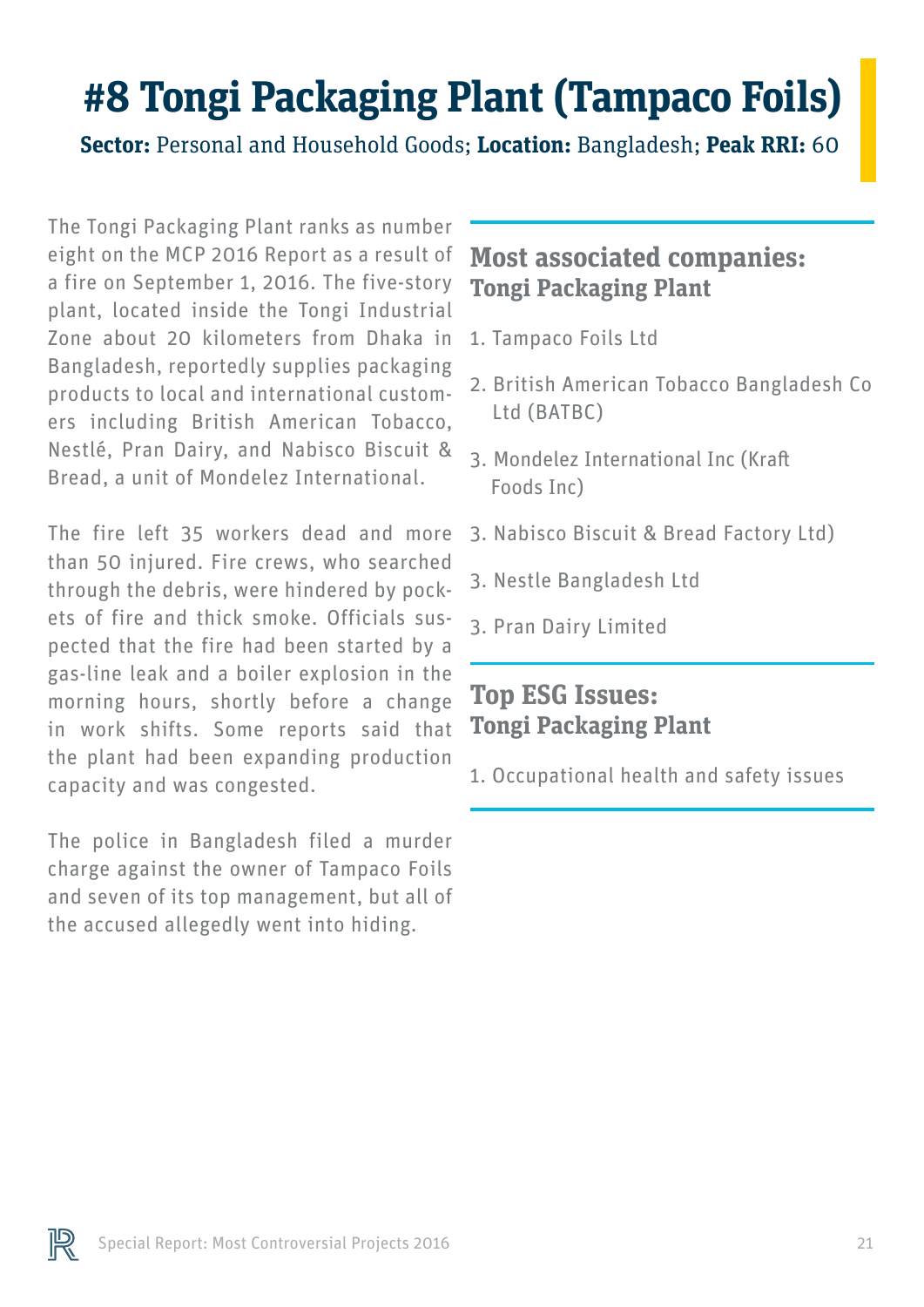# #8 Tongi Packaging Plant (Tampaco Foils)

**Sector:** Personal and Household Goods; **Location:** Bangladesh; **Peak RRI:** 60

The Tongi Packaging Plant ranks as number eight on the MCP 2016 Report as a result of a fire on September 1, 2016. The five-story plant, located inside the Tongi Industrial Zone about 20 kilometers from Dhaka in Bangladesh, reportedly supplies packaging products to local and international customers including British American Tobacco, Nestlé, Pran Dairy, and Nabisco Biscuit & Bread, a unit of Mondelez International.

The fire left 35 workers dead and more than 50 injured. Fire crews, who searched through the debris, were hindered by pockets of fire and thick smoke. Officials suspected that the fire had been started by a gas-line leak and a boiler explosion in the morning hours, shortly before a change in work shifts. Some reports said that the plant had been expanding production capacity and was congested.

The police in Bangladesh filed a murder charge against the owner of Tampaco Foils and seven of its top management, but all of the accused allegedly went into hiding.

## Most associated companies: Tongi Packaging Plant

1. Tampaco Foils Ltd
2. British American Tobacco Bangladesh Co Ltd (BATBC)
3. Mondelez International Inc (Kraft Foods Inc)
3. Nabisco Biscuit & Bread Factory Ltd)
3. Nestle Bangladesh Ltd
3. Pran Dairy Limited

## Top ESG Issues: Tongi Packaging Plant

1. Occupational health and safety issues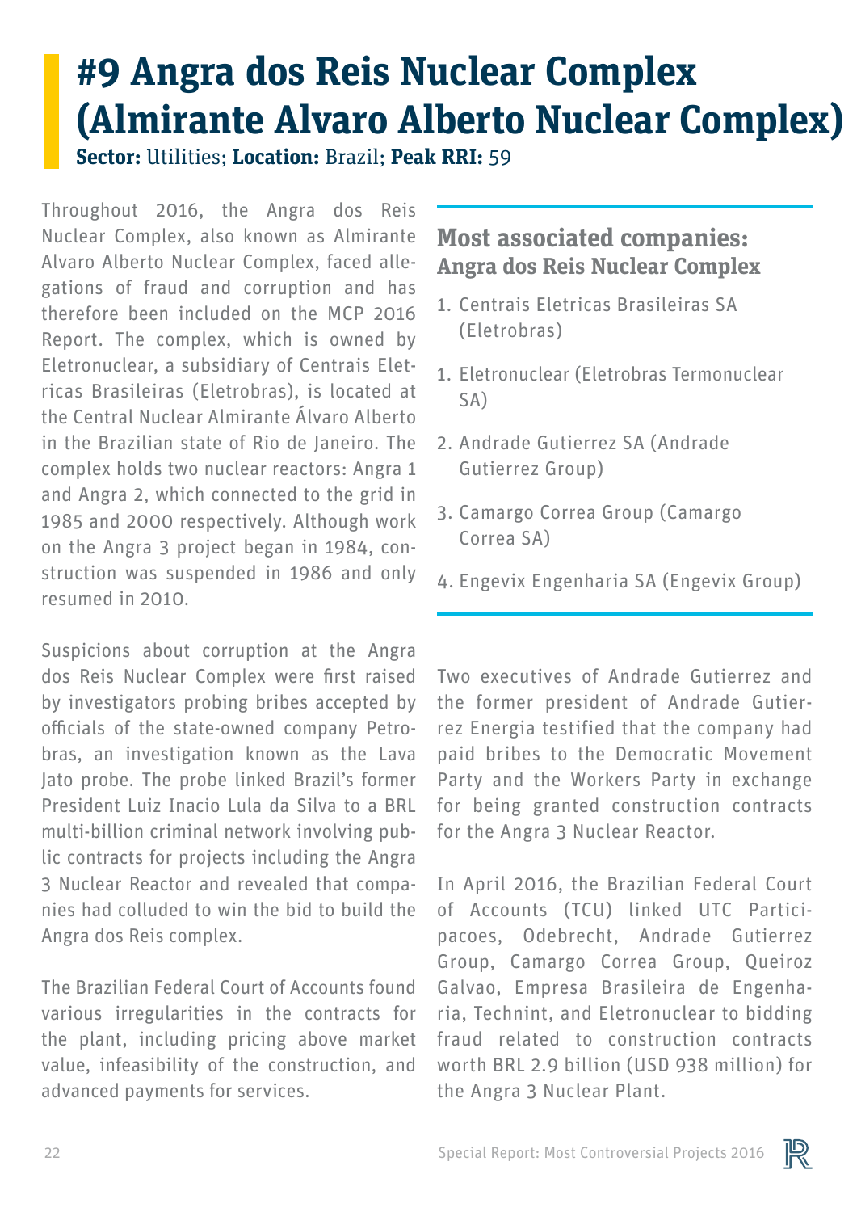# #9 Angra dos Reis Nuclear Complex (Almirante Alvaro Alberto Nuclear Complex)

**Sector:** Utilities; **Location:** Brazil; **Peak RRI:** 59

Throughout 2016, the Angra dos Reis Nuclear Complex, also known as Almirante Alvaro Alberto Nuclear Complex, faced allegations of fraud and corruption and has therefore been included on the MCP 2016 Report. The complex, which is owned by Eletronuclear, a subsidiary of Centrais Eletricas Brasileiras (Eletrobras), is located at the Central Nuclear Almirante Álvaro Alberto in the Brazilian state of Rio de Janeiro. The complex holds two nuclear reactors: Angra 1 and Angra 2, which connected to the grid in 1985 and 2000 respectively. Although work on the Angra 3 project began in 1984, construction was suspended in 1986 and only resumed in 2010.

Suspicions about corruption at the Angra dos Reis Nuclear Complex were first raised by investigators probing bribes accepted by officials of the state-owned company Petrobras, an investigation known as the Lava Jato probe. The probe linked Brazil's former President Luiz Inacio Lula da Silva to a BRL multi-billion criminal network involving public contracts for projects including the Angra 3 Nuclear Reactor and revealed that companies had colluded to win the bid to build the Angra dos Reis complex.

The Brazilian Federal Court of Accounts found various irregularities in the contracts for the plant, including pricing above market value, infeasibility of the construction, and advanced payments for services.

## Most associated companies: Angra dos Reis Nuclear Complex

1. Centrais Eletricas Brasileiras SA (Eletrobras)
1. Eletronuclear (Eletrobras Termonuclear SA)
2. Andrade Gutierrez SA (Andrade Gutierrez Group)
3. Camargo Correa Group (Camargo Correa SA)
4. Engevix Engenharia SA (Engevix Group)

Two executives of Andrade Gutierrez and the former president of Andrade Gutierrez Energia testified that the company had paid bribes to the Democratic Movement Party and the Workers Party in exchange for being granted construction contracts for the Angra 3 Nuclear Reactor.

In April 2016, the Brazilian Federal Court of Accounts (TCU) linked UTC Participacoes, Odebrecht, Andrade Gutierrez Group, Camargo Correa Group, Queiroz Galvao, Empresa Brasileira de Engenharia, Technint, and Eletronuclear to bidding fraud related to construction contracts worth BRL 2.9 billion (USD 938 million) for the Angra 3 Nuclear Plant.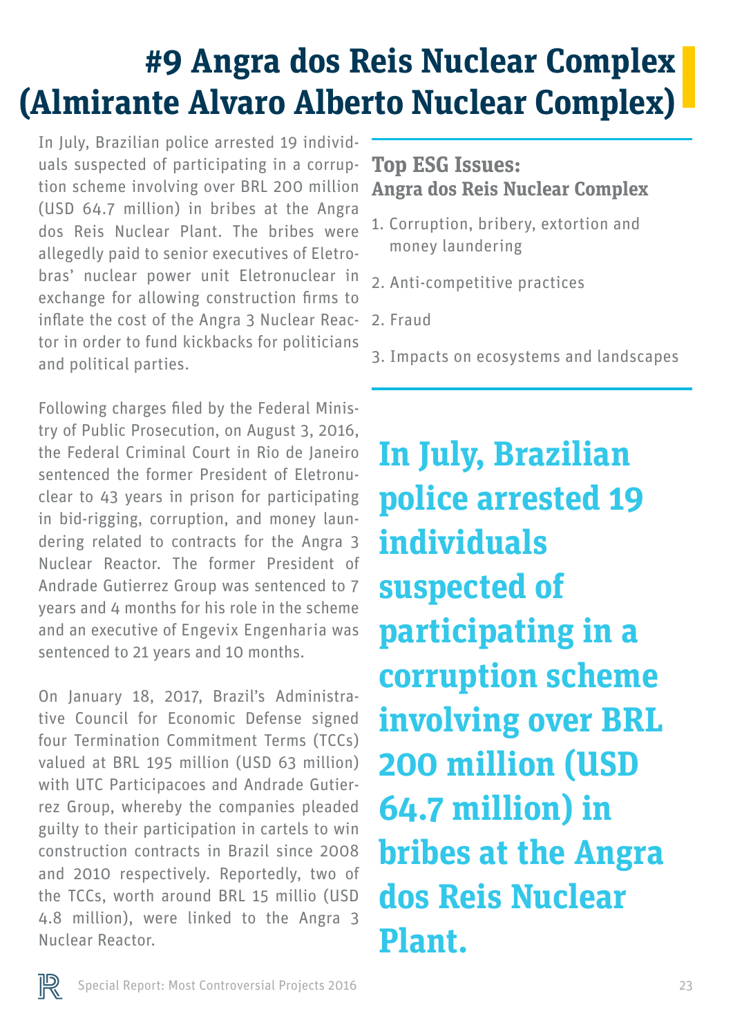# #9 Angra dos Reis Nuclear Complex (Almirante Alvaro Alberto Nuclear Complex)

In July, Brazilian police arrested 19 individuals suspected of participating in a corruption scheme involving over BRL 200 million (USD 64.7 million) in bribes at the Angra dos Reis Nuclear Plant. The bribes were allegedly paid to senior executives of Eletrobras' nuclear power unit Eletronuclear in exchange for allowing construction firms to inflate the cost of the Angra 3 Nuclear Reactor in order to fund kickbacks for politicians and political parties.

Following charges filed by the Federal Ministry of Public Prosecution, on August 3, 2016, the Federal Criminal Court in Rio de Janeiro sentenced the former President of Eletronuclear to 43 years in prison for participating in bid-rigging, corruption, and money laundering related to contracts for the Angra 3 Nuclear Reactor. The former President of Andrade Gutierrez Group was sentenced to 7 years and 4 months for his role in the scheme and an executive of Engevix Engenharia was sentenced to 21 years and 10 months.

On January 18, 2017, Brazil's Administrative Council for Economic Defense signed four Termination Commitment Terms (TCCs) valued at BRL 195 million (USD 63 million) with UTC Participacoes and Andrade Gutierrez Group, whereby the companies pleaded guilty to their participation in cartels to win construction contracts in Brazil since 2008 and 2010 respectively. Reportedly, two of the TCCs, worth around BRL 15 millio (USD 4.8 million), were linked to the Angra 3 Nuclear Reactor.

### Top ESG Issues: Angra dos Reis Nuclear Complex

1. Corruption, bribery, extortion and money laundering
2. Anti-competitive practices
2. Fraud
3. Impacts on ecosystems and landscapes

**In July, Brazilian police arrested 19 individuals suspected of participating in a corruption scheme involving over BRL 200 million (USD 64.7 million) in bribes at the Angra dos Reis Nuclear Plant.**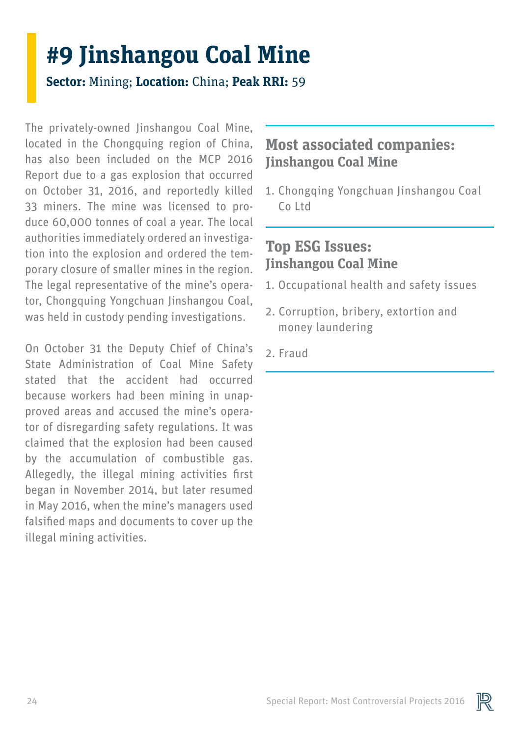# #9 Jinshangou Coal Mine

**Sector:** Mining; **Location:** China; **Peak RRI:** 59

The privately-owned Jinshangou Coal Mine, located in the Chongquing region of China, has also been included on the MCP 2016 Report due to a gas explosion that occurred on October 31, 2016, and reportedly killed 33 miners. The mine was licensed to produce 60,000 tonnes of coal a year. The local authorities immediately ordered an investigation into the explosion and ordered the temporary closure of smaller mines in the region. The legal representative of the mine's operator, Chongquing Yongchuan Jinshangou Coal, was held in custody pending investigations.

On October 31 the Deputy Chief of China's State Administration of Coal Mine Safety stated that the accident had occurred because workers had been mining in unapproved areas and accused the mine's operator of disregarding safety regulations. It was claimed that the explosion had been caused by the accumulation of combustible gas. Allegedly, the illegal mining activities first began in November 2014, but later resumed in May 2016, when the mine's managers used falsified maps and documents to cover up the illegal mining activities.

## Most associated companies: Jinshangou Coal Mine

1. Chongqing Yongchuan Jinshangou Coal Co Ltd

## Top ESG Issues: Jinshangou Coal Mine

1. Occupational health and safety issues
2. Corruption, bribery, extortion and money laundering
2. Fraud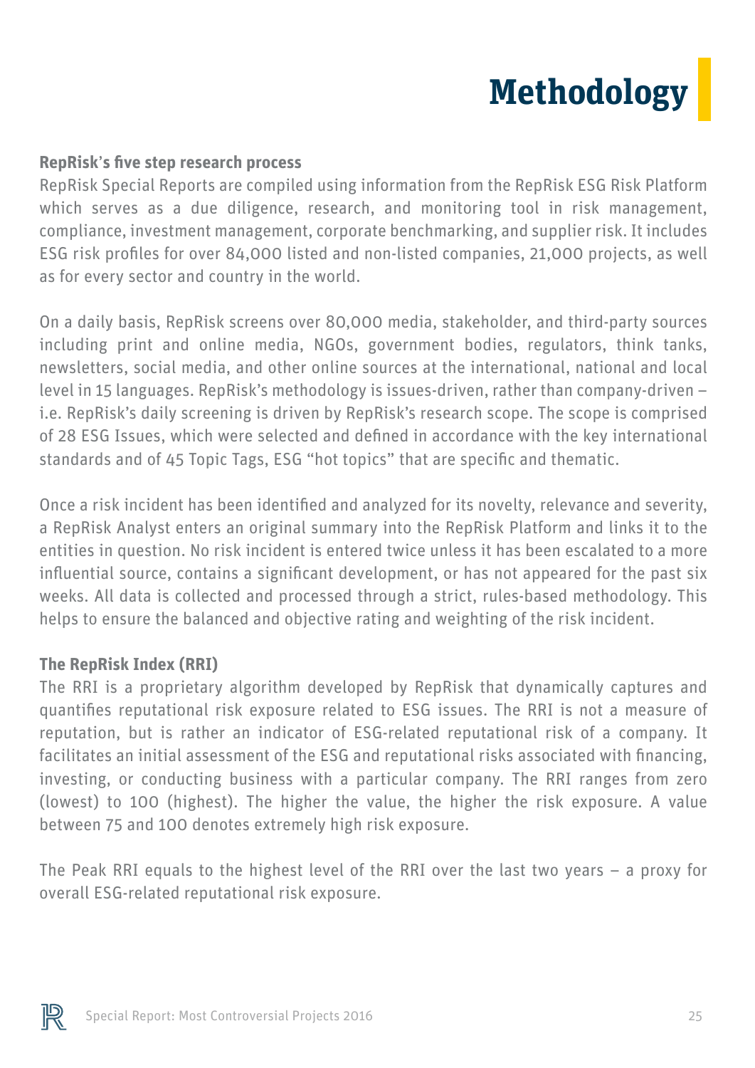# Methodology

### RepRisk's five step research process

RepRisk Special Reports are compiled using information from the RepRisk ESG Risk Platform which serves as a due diligence, research, and monitoring tool in risk management, compliance, investment management, corporate benchmarking, and supplier risk. It includes ESG risk profiles for over 84,000 listed and non-listed companies, 21,000 projects, as well as for every sector and country in the world.

On a daily basis, RepRisk screens over 80,000 media, stakeholder, and third-party sources including print and online media, NGOs, government bodies, regulators, think tanks, newsletters, social media, and other online sources at the international, national and local level in 15 languages. RepRisk's methodology is issues-driven, rather than company-driven – i.e. RepRisk's daily screening is driven by RepRisk's research scope. The scope is comprised of 28 ESG Issues, which were selected and defined in accordance with the key international standards and of 45 Topic Tags, ESG "hot topics" that are specific and thematic.

Once a risk incident has been identified and analyzed for its novelty, relevance and severity, a RepRisk Analyst enters an original summary into the RepRisk Platform and links it to the entities in question. No risk incident is entered twice unless it has been escalated to a more influential source, contains a significant development, or has not appeared for the past six weeks. All data is collected and processed through a strict, rules-based methodology. This helps to ensure the balanced and objective rating and weighting of the risk incident.

### The RepRisk Index (RRI)

The RRI is a proprietary algorithm developed by RepRisk that dynamically captures and quantifies reputational risk exposure related to ESG issues. The RRI is not a measure of reputation, but is rather an indicator of ESG-related reputational risk of a company. It facilitates an initial assessment of the ESG and reputational risks associated with financing, investing, or conducting business with a particular company. The RRI ranges from zero (lowest) to 100 (highest). The higher the value, the higher the risk exposure. A value between 75 and 100 denotes extremely high risk exposure.

The Peak RRI equals to the highest level of the RRI over the last two years – a proxy for overall ESG-related reputational risk exposure.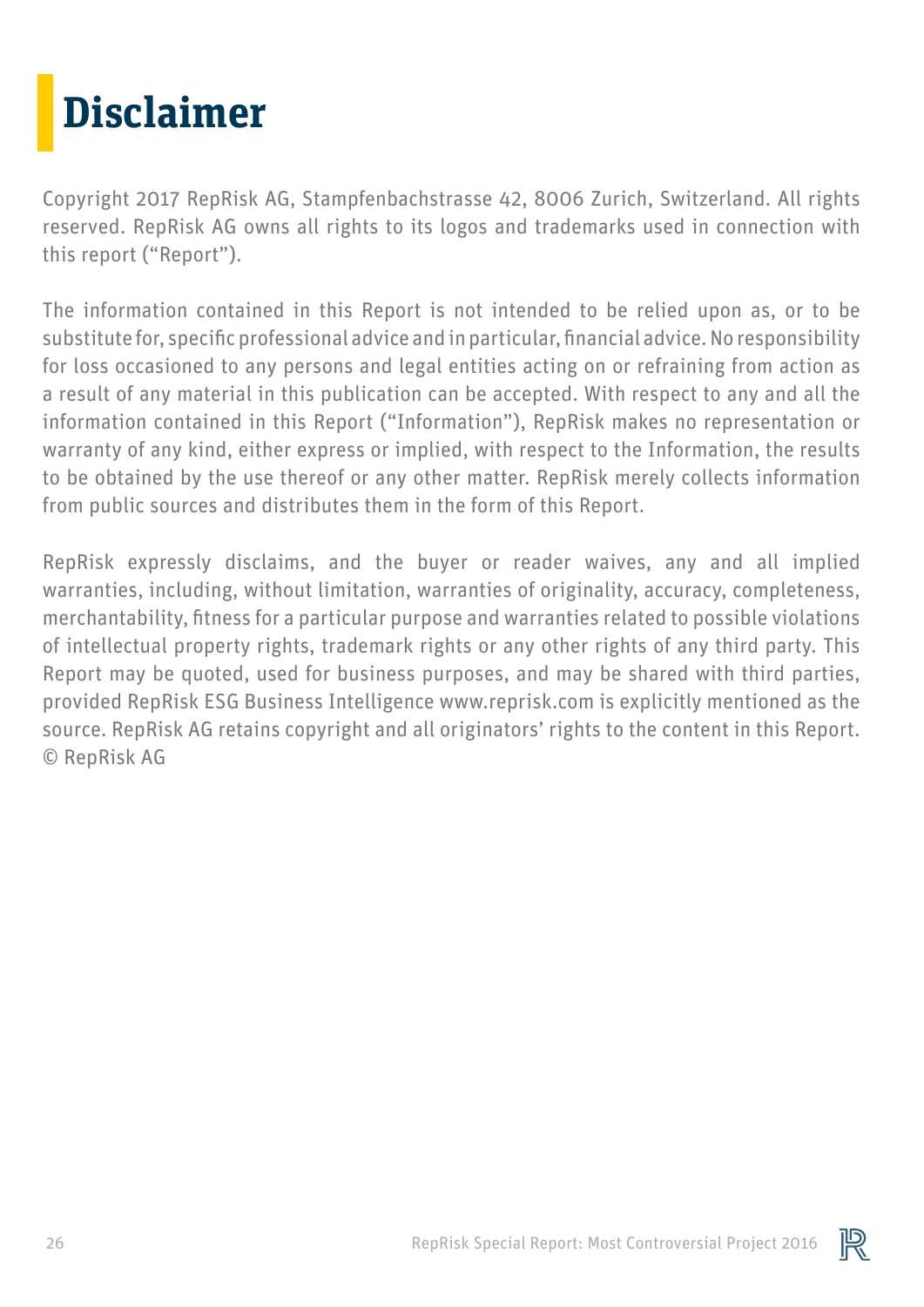# Disclaimer

Copyright 2017 RepRisk AG, Stampfenbachstrasse 42, 8006 Zurich, Switzerland. All rights reserved. RepRisk AG owns all rights to its logos and trademarks used in connection with this report ("Report").

The information contained in this Report is not intended to be relied upon as, or to be substitute for, specific professional advice and in particular, financial advice. No responsibility for loss occasioned to any persons and legal entities acting on or refraining from action as a result of any material in this publication can be accepted. With respect to any and all the information contained in this Report ("Information"), RepRisk makes no representation or warranty of any kind, either express or implied, with respect to the Information, the results to be obtained by the use thereof or any other matter. RepRisk merely collects information from public sources and distributes them in the form of this Report.

RepRisk expressly disclaims, and the buyer or reader waives, any and all implied warranties, including, without limitation, warranties of originality, accuracy, completeness, merchantability, fitness for a particular purpose and warranties related to possible violations of intellectual property rights, trademark rights or any other rights of any third party. This Report may be quoted, used for business purposes, and may be shared with third parties, provided RepRisk ESG Business Intelligence www.reprisk.com is explicitly mentioned as the source. RepRisk AG retains copyright and all originators' rights to the content in this Report. © RepRisk AG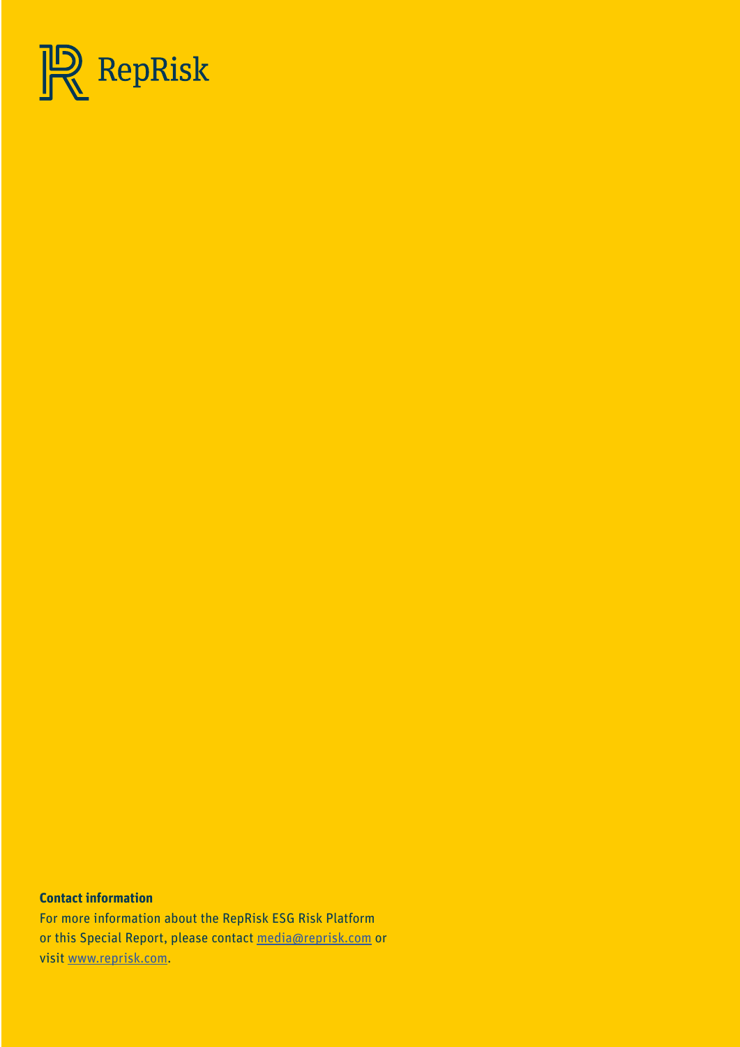RepRisk

**Contact information**

For more information about the RepRisk ESG Risk Platform or this Special Report, please contact media@reprisk.com or visit www.reprisk.com.